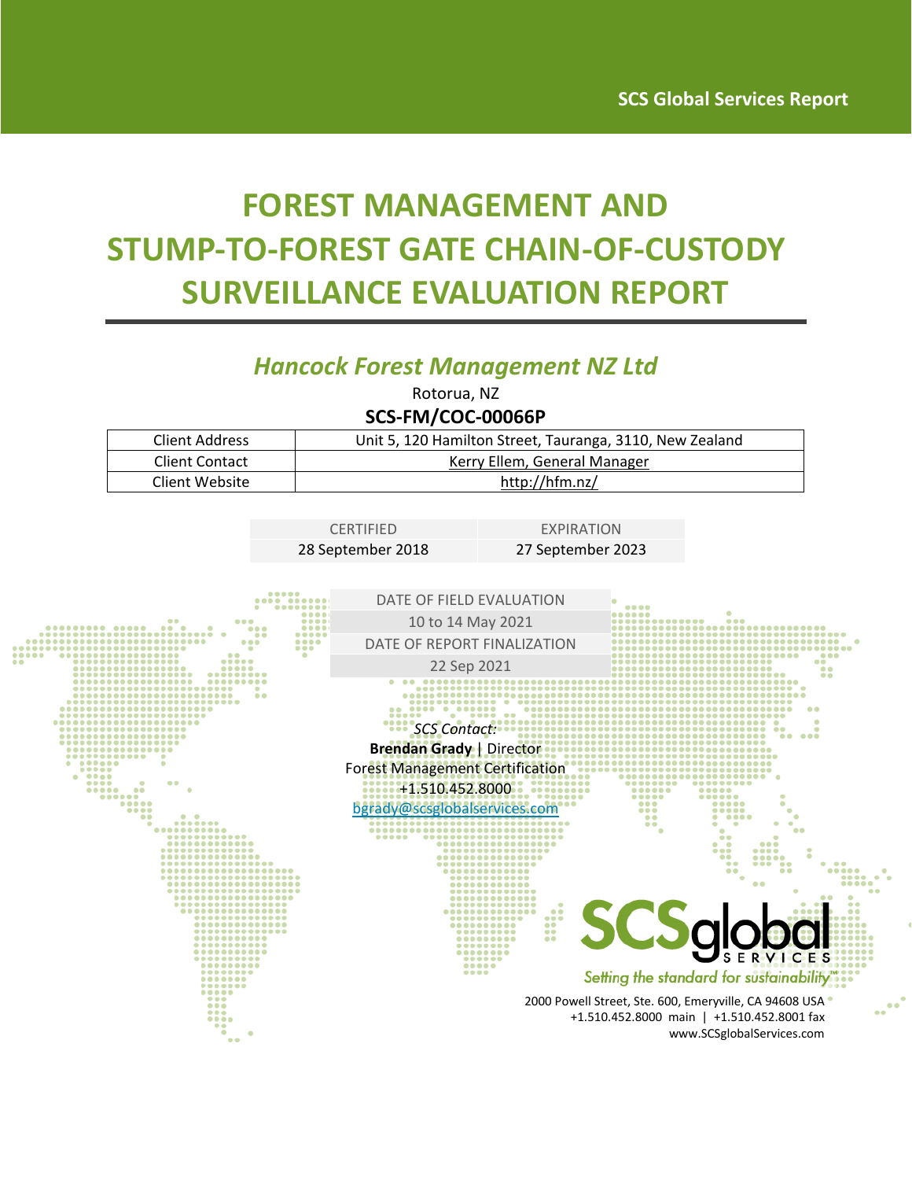SCS Global Services Report

# FOREST MANAGEMENT AND STUMP-TO-FOREST GATE CHAIN-OF-CUSTODY SURVEILLANCE EVALUATION REPORT

## *Hancock Forest Management NZ Ltd*

Rotorua, NZ

**SCS-FM/COC-00066P**

| Client Address | Unit 5, 120 Hamilton Street, Tauranga, 3110, New Zealand |
|---|---|
| Client Contact | Kerry Ellem, General Manager |
| Client Website | http://hfm.nz/ |

| CERTIFIED | EXPIRATION |
|---|---|
| 28 September 2018 | 27 September 2023 |

| DATE OF FIELD EVALUATION |
|---|
| 10 to 14 May 2021 |
| DATE OF REPORT FINALIZATION |
| 22 Sep 2021 |

*SCS Contact:*
**Brendan Grady** | Director
Forest Management Certification
+1.510.452.8000
bgrady@scsglobalservices.com

SCSglobal SERVICES
*Setting the standard for sustainability™*

2000 Powell Street, Ste. 600, Emeryville, CA 94608 USA
+1.510.452.8000 main | +1.510.452.8001 fax
www.SCSglobalServices.com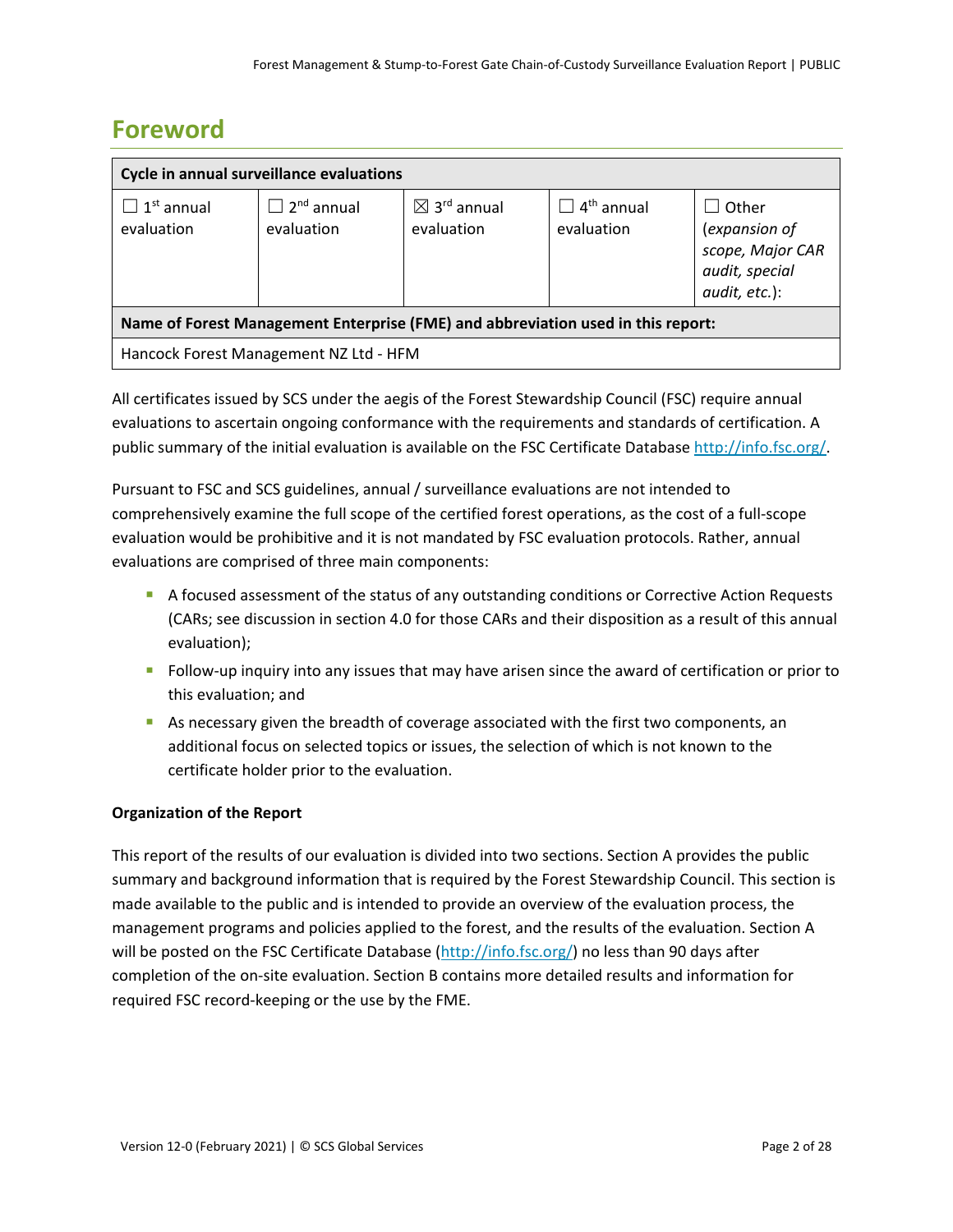# Foreword

| Cycle in annual surveillance evaluations | | | | |
|---|---|---|---|---|
| ☐ 1st annual evaluation | ☐ 2nd annual evaluation | ☒ 3rd annual evaluation | ☐ 4th annual evaluation | ☐ Other (*expansion of scope, Major CAR audit, special audit, etc.*): |
| **Name of Forest Management Enterprise (FME) and abbreviation used in this report:** | | | | |
| Hancock Forest Management NZ Ltd - HFM | | | | |

All certificates issued by SCS under the aegis of the Forest Stewardship Council (FSC) require annual evaluations to ascertain ongoing conformance with the requirements and standards of certification. A public summary of the initial evaluation is available on the FSC Certificate Database http://info.fsc.org/.

Pursuant to FSC and SCS guidelines, annual / surveillance evaluations are not intended to comprehensively examine the full scope of the certified forest operations, as the cost of a full-scope evaluation would be prohibitive and it is not mandated by FSC evaluation protocols. Rather, annual evaluations are comprised of three main components:

- A focused assessment of the status of any outstanding conditions or Corrective Action Requests (CARs; see discussion in section 4.0 for those CARs and their disposition as a result of this annual evaluation);
- Follow-up inquiry into any issues that may have arisen since the award of certification or prior to this evaluation; and
- As necessary given the breadth of coverage associated with the first two components, an additional focus on selected topics or issues, the selection of which is not known to the certificate holder prior to the evaluation.

**Organization of the Report**

This report of the results of our evaluation is divided into two sections. Section A provides the public summary and background information that is required by the Forest Stewardship Council. This section is made available to the public and is intended to provide an overview of the evaluation process, the management programs and policies applied to the forest, and the results of the evaluation. Section A will be posted on the FSC Certificate Database (http://info.fsc.org/) no less than 90 days after completion of the on-site evaluation. Section B contains more detailed results and information for required FSC record-keeping or the use by the FME.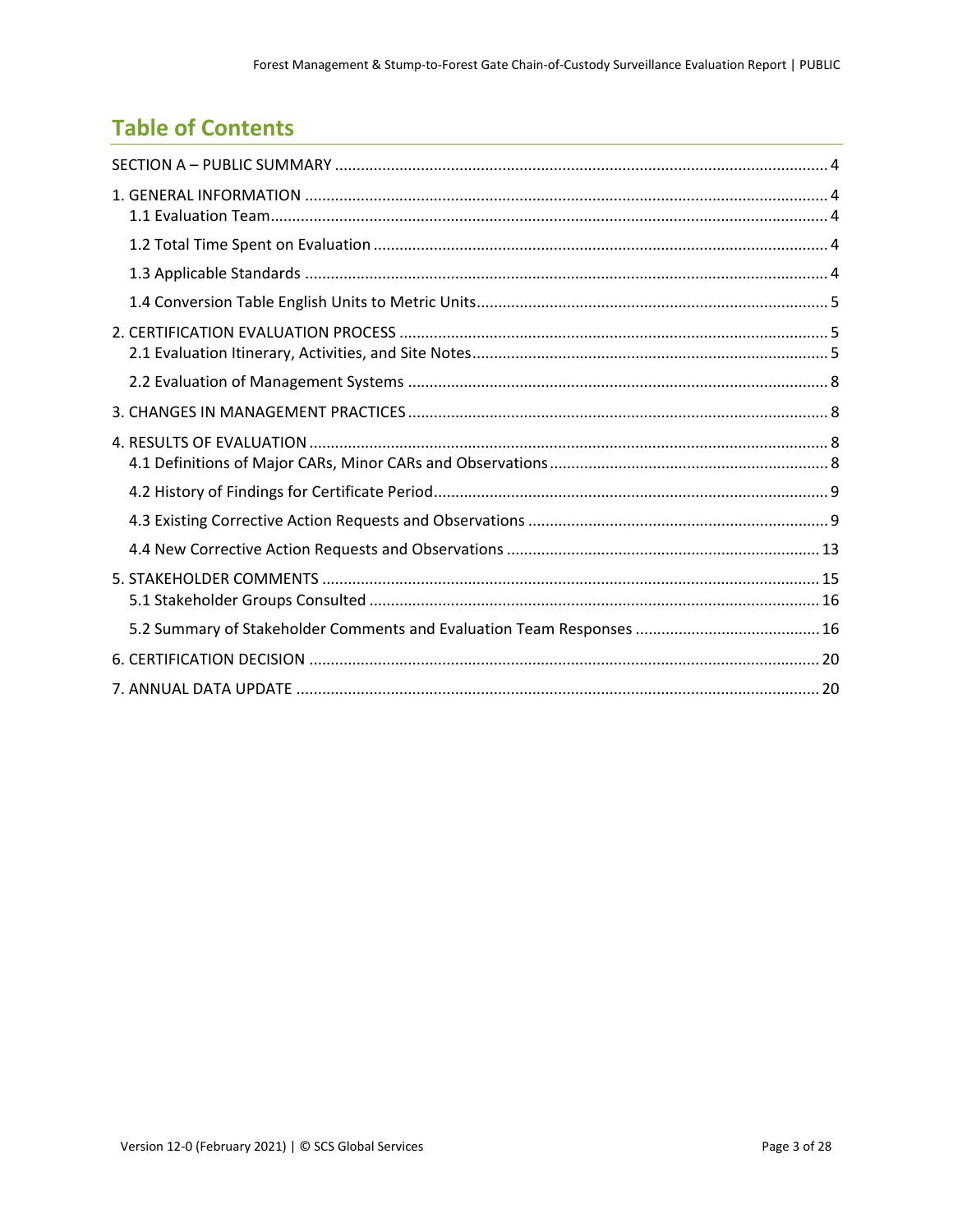## Table of Contents

SECTION A – PUBLIC SUMMARY ..... 4

1. GENERAL INFORMATION ..... 4
   - 1.1 Evaluation Team ..... 4
   - 1.2 Total Time Spent on Evaluation ..... 4
   - 1.3 Applicable Standards ..... 4
   - 1.4 Conversion Table English Units to Metric Units ..... 5
2. CERTIFICATION EVALUATION PROCESS ..... 5
   - 2.1 Evaluation Itinerary, Activities, and Site Notes ..... 5
   - 2.2 Evaluation of Management Systems ..... 8
3. CHANGES IN MANAGEMENT PRACTICES ..... 8
4. RESULTS OF EVALUATION ..... 8
   - 4.1 Definitions of Major CARs, Minor CARs and Observations ..... 8
   - 4.2 History of Findings for Certificate Period ..... 9
   - 4.3 Existing Corrective Action Requests and Observations ..... 9
   - 4.4 New Corrective Action Requests and Observations ..... 13
5. STAKEHOLDER COMMENTS ..... 15
   - 5.1 Stakeholder Groups Consulted ..... 16
   - 5.2 Summary of Stakeholder Comments and Evaluation Team Responses ..... 16
6. CERTIFICATION DECISION ..... 20
7. ANNUAL DATA UPDATE ..... 20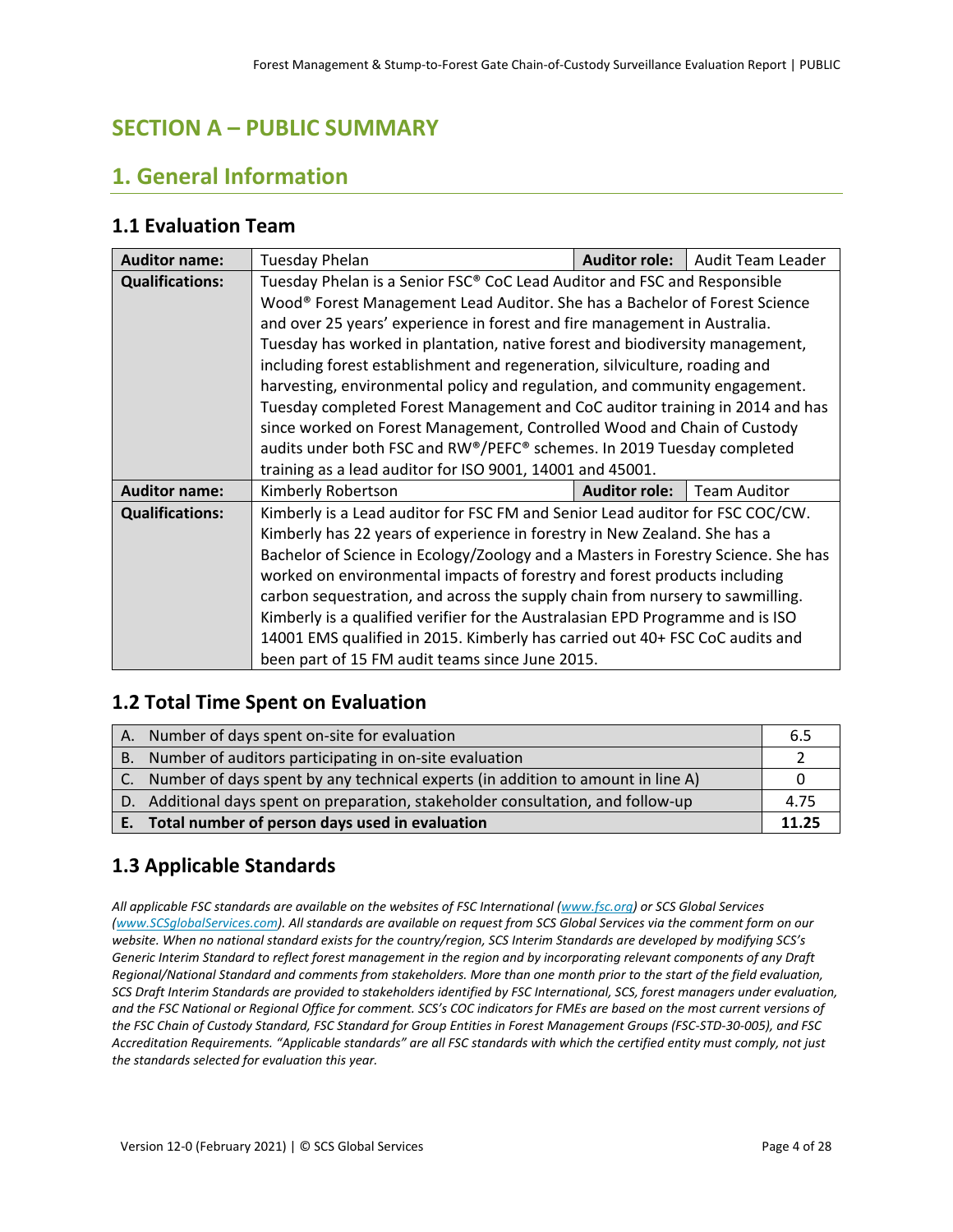# SECTION A – PUBLIC SUMMARY

## 1. General Information

### 1.1 Evaluation Team

| **Auditor name:** | Tuesday Phelan | **Auditor role:** | Audit Team Leader |
|---|---|---|---|
| **Qualifications:** | Tuesday Phelan is a Senior FSC® CoC Lead Auditor and FSC and Responsible Wood® Forest Management Lead Auditor. She has a Bachelor of Forest Science and over 25 years' experience in forest and fire management in Australia. Tuesday has worked in plantation, native forest and biodiversity management, including forest establishment and regeneration, silviculture, roading and harvesting, environmental policy and regulation, and community engagement. Tuesday completed Forest Management and CoC auditor training in 2014 and has since worked on Forest Management, Controlled Wood and Chain of Custody audits under both FSC and RW®/PEFC® schemes. In 2019 Tuesday completed training as a lead auditor for ISO 9001, 14001 and 45001. | | |
| **Auditor name:** | Kimberly Robertson | **Auditor role:** | Team Auditor |
| **Qualifications:** | Kimberly is a Lead auditor for FSC FM and Senior Lead auditor for FSC COC/CW. Kimberly has 22 years of experience in forestry in New Zealand. She has a Bachelor of Science in Ecology/Zoology and a Masters in Forestry Science. She has worked on environmental impacts of forestry and forest products including carbon sequestration, and across the supply chain from nursery to sawmilling. Kimberly is a qualified verifier for the Australasian EPD Programme and is ISO 14001 EMS qualified in 2015. Kimberly has carried out 40+ FSC CoC audits and been part of 15 FM audit teams since June 2015. | | |

### 1.2 Total Time Spent on Evaluation

| | |
|---|---|
| A. Number of days spent on-site for evaluation | 6.5 |
| B. Number of auditors participating in on-site evaluation | 2 |
| C. Number of days spent by any technical experts (in addition to amount in line A) | 0 |
| D. Additional days spent on preparation, stakeholder consultation, and follow-up | 4.75 |
| **E. Total number of person days used in evaluation** | **11.25** |

### 1.3 Applicable Standards

*All applicable FSC standards are available on the websites of FSC International (www.fsc.org) or SCS Global Services (www.SCSglobalServices.com). All standards are available on request from SCS Global Services via the comment form on our website. When no national standard exists for the country/region, SCS Interim Standards are developed by modifying SCS's Generic Interim Standard to reflect forest management in the region and by incorporating relevant components of any Draft Regional/National Standard and comments from stakeholders. More than one month prior to the start of the field evaluation, SCS Draft Interim Standards are provided to stakeholders identified by FSC International, SCS, forest managers under evaluation, and the FSC National or Regional Office for comment. SCS's COC indicators for FMEs are based on the most current versions of the FSC Chain of Custody Standard, FSC Standard for Group Entities in Forest Management Groups (FSC-STD-30-005), and FSC Accreditation Requirements. "Applicable standards" are all FSC standards with which the certified entity must comply, not just the standards selected for evaluation this year.*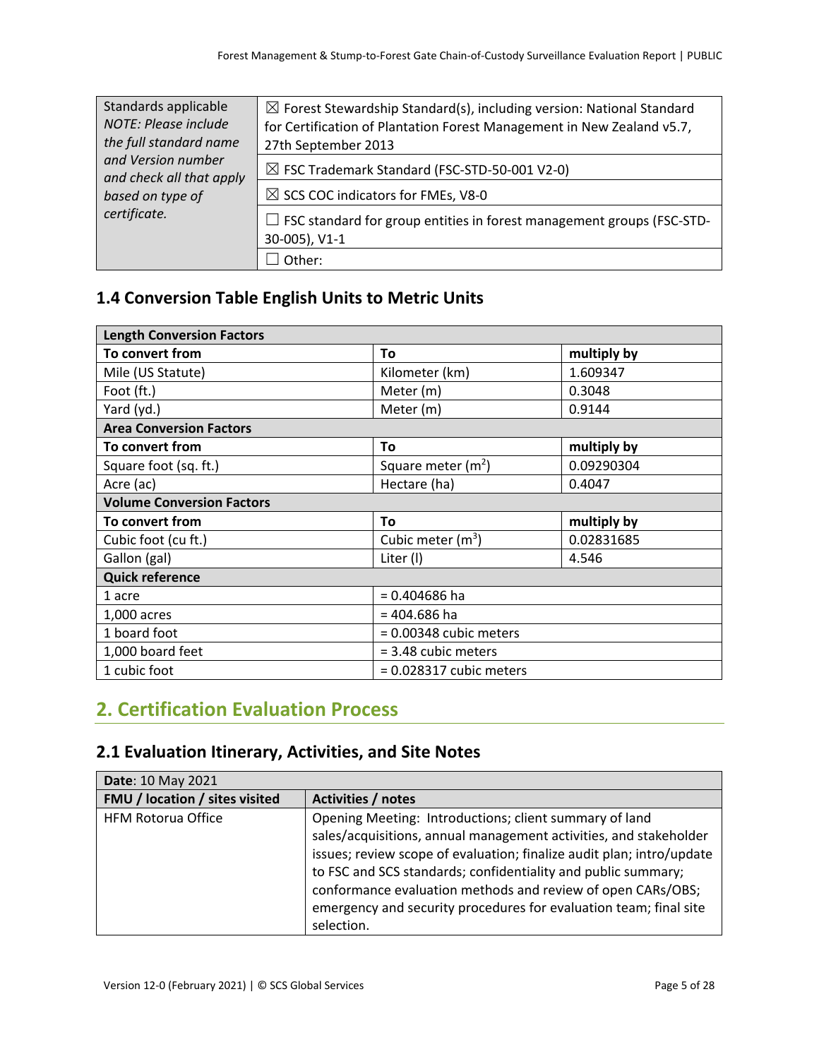| Standards applicable *NOTE: Please include the full standard name and Version number and check all that apply based on type of certificate.* | ☒ Forest Stewardship Standard(s), including version: National Standard for Certification of Plantation Forest Management in New Zealand v5.7, 27th September 2013 |
|---|---|
| | ☒ FSC Trademark Standard (FSC-STD-50-001 V2-0) |
| | ☒ SCS COC indicators for FMEs, V8-0 |
| | ☐ FSC standard for group entities in forest management groups (FSC-STD-30-005), V1-1 |
| | ☐ Other: |

## 1.4 Conversion Table English Units to Metric Units

| **Length Conversion Factors** | | |
|---|---|---|
| **To convert from** | **To** | **multiply by** |
| Mile (US Statute) | Kilometer (km) | 1.609347 |
| Foot (ft.) | Meter (m) | 0.3048 |
| Yard (yd.) | Meter (m) | 0.9144 |
| **Area Conversion Factors** | | |
| **To convert from** | **To** | **multiply by** |
| Square foot (sq. ft.) | Square meter ($m^2$) | 0.09290304 |
| Acre (ac) | Hectare (ha) | 0.4047 |
| **Volume Conversion Factors** | | |
| **To convert from** | **To** | **multiply by** |
| Cubic foot (cu ft.) | Cubic meter ($m^3$) | 0.02831685 |
| Gallon (gal) | Liter (l) | 4.546 |
| **Quick reference** | | |
| 1 acre | = 0.404686 ha | |
| 1,000 acres | = 404.686 ha | |
| 1 board foot | = 0.00348 cubic meters | |
| 1,000 board feet | = 3.48 cubic meters | |
| 1 cubic foot | = 0.028317 cubic meters | |

# 2. Certification Evaluation Process

## 2.1 Evaluation Itinerary, Activities, and Site Notes

| **Date**: 10 May 2021 | |
|---|---|
| **FMU / location / sites visited** | **Activities / notes** |
| HFM Rotorua Office | Opening Meeting: Introductions; client summary of land sales/acquisitions, annual management activities, and stakeholder issues; review scope of evaluation; finalize audit plan; intro/update to FSC and SCS standards; confidentiality and public summary; conformance evaluation methods and review of open CARs/OBS; emergency and security procedures for evaluation team; final site selection. |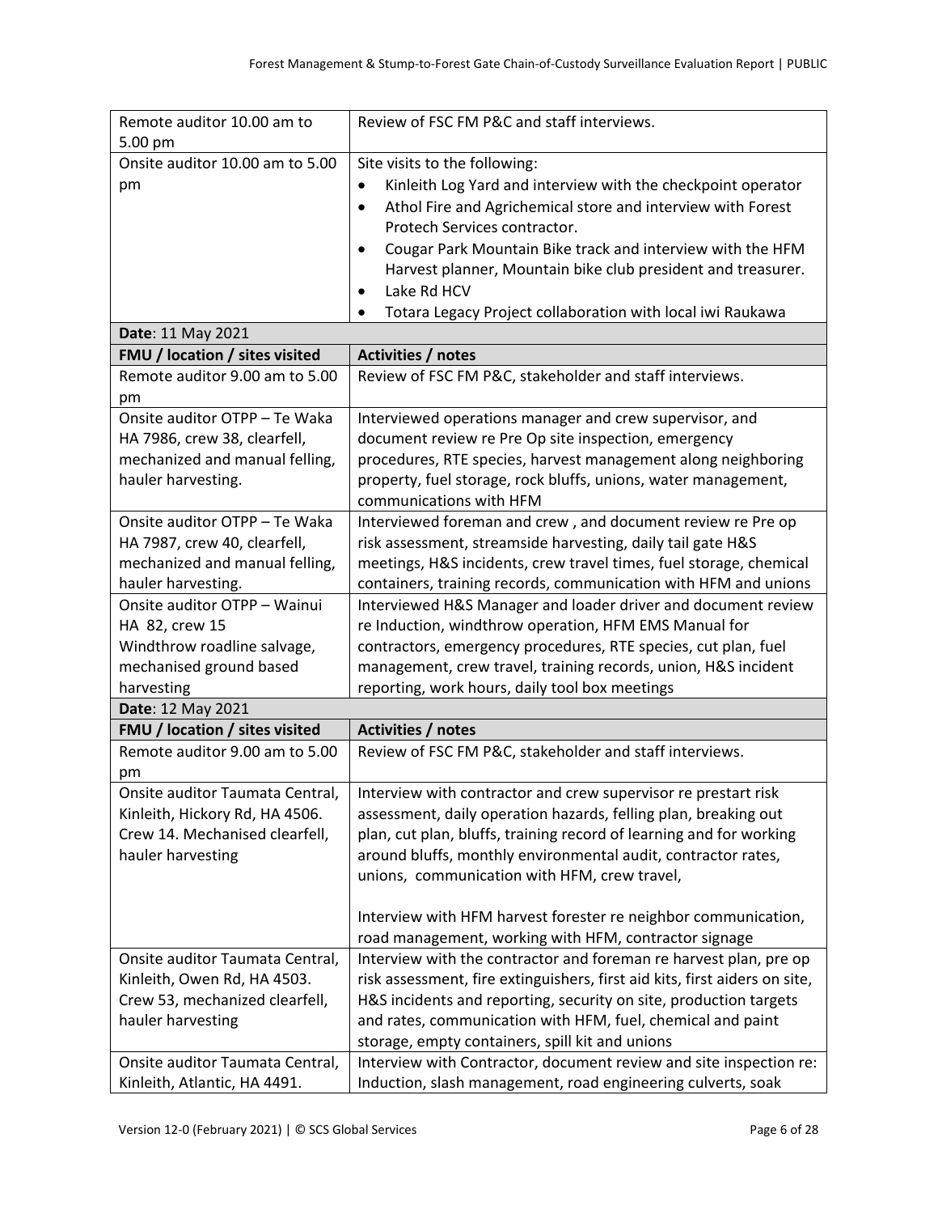| | |
|---|---|
| Remote auditor 10.00 am to 5.00 pm | Review of FSC FM P&C and staff interviews. |
| Onsite auditor 10.00 am to 5.00 pm | Site visits to the following:<br>• Kinleith Log Yard and interview with the checkpoint operator<br>• Athol Fire and Agrichemical store and interview with Forest Protech Services contractor.<br>• Cougar Park Mountain Bike track and interview with the HFM Harvest planner, Mountain bike club president and treasurer.<br>• Lake Rd HCV<br>• Totara Legacy Project collaboration with local iwi Raukawa |
| **Date**: 11 May 2021 | |
| **FMU / location / sites visited** | **Activities / notes** |
| Remote auditor 9.00 am to 5.00 pm | Review of FSC FM P&C, stakeholder and staff interviews. |
| Onsite auditor OTPP – Te Waka HA 7986, crew 38, clearfell, mechanized and manual felling, hauler harvesting. | Interviewed operations manager and crew supervisor, and document review re Pre Op site inspection, emergency procedures, RTE species, harvest management along neighboring property, fuel storage, rock bluffs, unions, water management, communications with HFM |
| Onsite auditor OTPP – Te Waka HA 7987, crew 40, clearfell, mechanized and manual felling, hauler harvesting. | Interviewed foreman and crew , and document review re Pre op risk assessment, streamside harvesting, daily tail gate H&S meetings, H&S incidents, crew travel times, fuel storage, chemical containers, training records, communication with HFM and unions |
| Onsite auditor OTPP – Wainui HA 82, crew 15<br>Windthrow roadline salvage, mechanised ground based harvesting | Interviewed H&S Manager and loader driver and document review re Induction, windthrow operation, HFM EMS Manual for contractors, emergency procedures, RTE species, cut plan, fuel management, crew travel, training records, union, H&S incident reporting, work hours, daily tool box meetings |
| **Date**: 12 May 2021 | |
| **FMU / location / sites visited** | **Activities / notes** |
| Remote auditor 9.00 am to 5.00 pm | Review of FSC FM P&C, stakeholder and staff interviews. |
| Onsite auditor Taumata Central, Kinleith, Hickory Rd, HA 4506. Crew 14. Mechanised clearfell, hauler harvesting | Interview with contractor and crew supervisor re prestart risk assessment, daily operation hazards, felling plan, breaking out plan, cut plan, bluffs, training record of learning and for working around bluffs, monthly environmental audit, contractor rates, unions, communication with HFM, crew travel,<br><br>Interview with HFM harvest forester re neighbor communication, road management, working with HFM, contractor signage |
| Onsite auditor Taumata Central, Kinleith, Owen Rd, HA 4503. Crew 53, mechanized clearfell, hauler harvesting | Interview with the contractor and foreman re harvest plan, pre op risk assessment, fire extinguishers, first aid kits, first aiders on site, H&S incidents and reporting, security on site, production targets and rates, communication with HFM, fuel, chemical and paint storage, empty containers, spill kit and unions |
| Onsite auditor Taumata Central, Kinleith, Atlantic, HA 4491. | Interview with Contractor, document review and site inspection re: Induction, slash management, road engineering culverts, soak |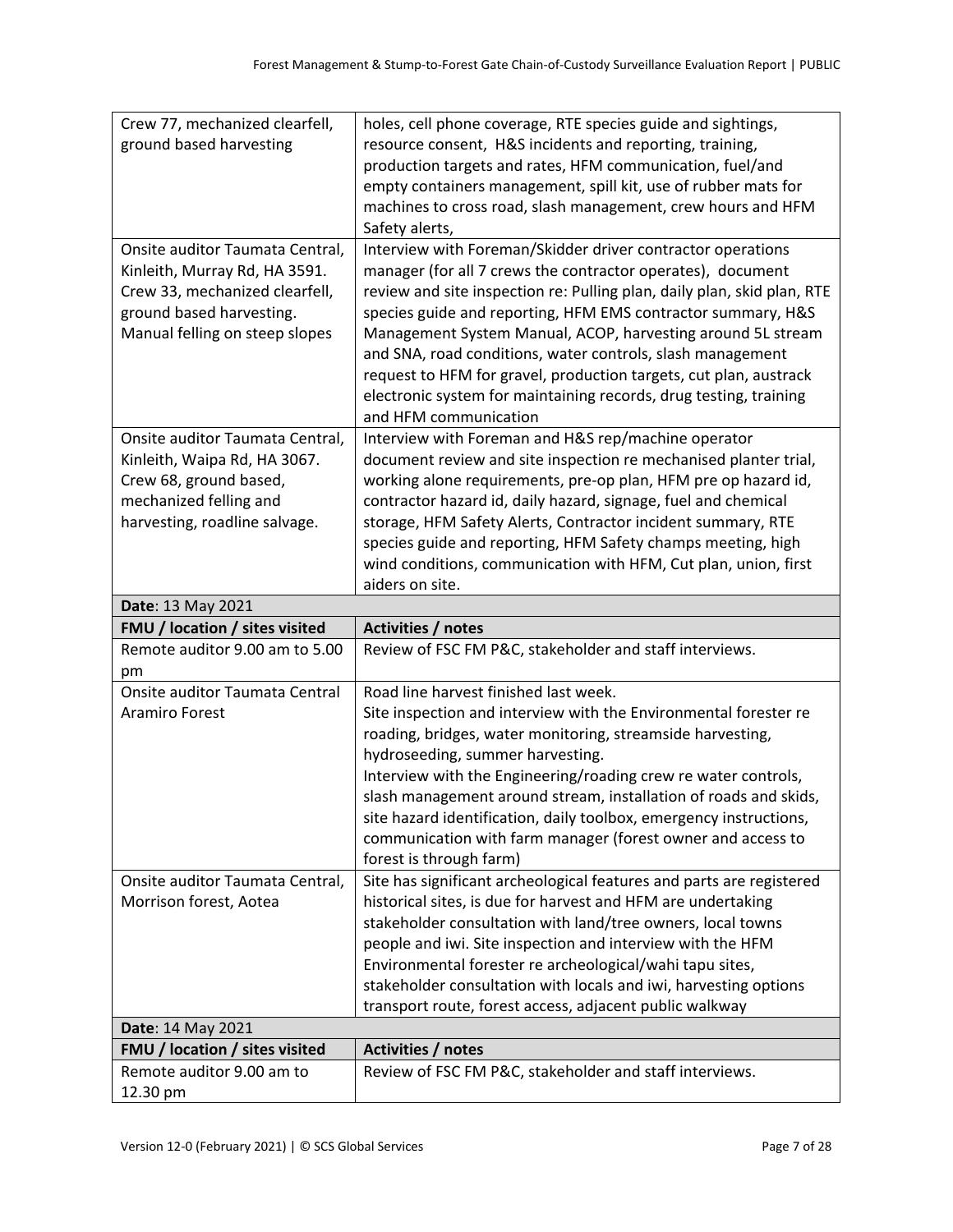| | |
|---|---|
| Crew 77, mechanized clearfell, ground based harvesting | holes, cell phone coverage, RTE species guide and sightings, resource consent, H&S incidents and reporting, training, production targets and rates, HFM communication, fuel/and empty containers management, spill kit, use of rubber mats for machines to cross road, slash management, crew hours and HFM Safety alerts, |
| Onsite auditor Taumata Central, Kinleith, Murray Rd, HA 3591. Crew 33, mechanized clearfell, ground based harvesting. Manual felling on steep slopes | Interview with Foreman/Skidder driver contractor operations manager (for all 7 crews the contractor operates), document review and site inspection re: Pulling plan, daily plan, skid plan, RTE species guide and reporting, HFM EMS contractor summary, H&S Management System Manual, ACOP, harvesting around 5L stream and SNA, road conditions, water controls, slash management request to HFM for gravel, production targets, cut plan, austrack electronic system for maintaining records, drug testing, training and HFM communication |
| Onsite auditor Taumata Central, Kinleith, Waipa Rd, HA 3067. Crew 68, ground based, mechanized felling and harvesting, roadline salvage. | Interview with Foreman and H&S rep/machine operator document review and site inspection re mechanised planter trial, working alone requirements, pre-op plan, HFM pre op hazard id, contractor hazard id, daily hazard, signage, fuel and chemical storage, HFM Safety Alerts, Contractor incident summary, RTE species guide and reporting, HFM Safety champs meeting, high wind conditions, communication with HFM, Cut plan, union, first aiders on site. |
| **Date**: 13 May 2021 | |
| **FMU / location / sites visited** | **Activities / notes** |
| Remote auditor 9.00 am to 5.00 pm | Review of FSC FM P&C, stakeholder and staff interviews. |
| Onsite auditor Taumata Central Aramiro Forest | Road line harvest finished last week.<br>Site inspection and interview with the Environmental forester re roading, bridges, water monitoring, streamside harvesting, hydroseeding, summer harvesting.<br>Interview with the Engineering/roading crew re water controls, slash management around stream, installation of roads and skids, site hazard identification, daily toolbox, emergency instructions, communication with farm manager (forest owner and access to forest is through farm) |
| Onsite auditor Taumata Central, Morrison forest, Aotea | Site has significant archeological features and parts are registered historical sites, is due for harvest and HFM are undertaking stakeholder consultation with land/tree owners, local towns people and iwi. Site inspection and interview with the HFM Environmental forester re archeological/wahi tapu sites, stakeholder consultation with locals and iwi, harvesting options transport route, forest access, adjacent public walkway |
| **Date**: 14 May 2021 | |
| **FMU / location / sites visited** | **Activities / notes** |
| Remote auditor 9.00 am to 12.30 pm | Review of FSC FM P&C, stakeholder and staff interviews. |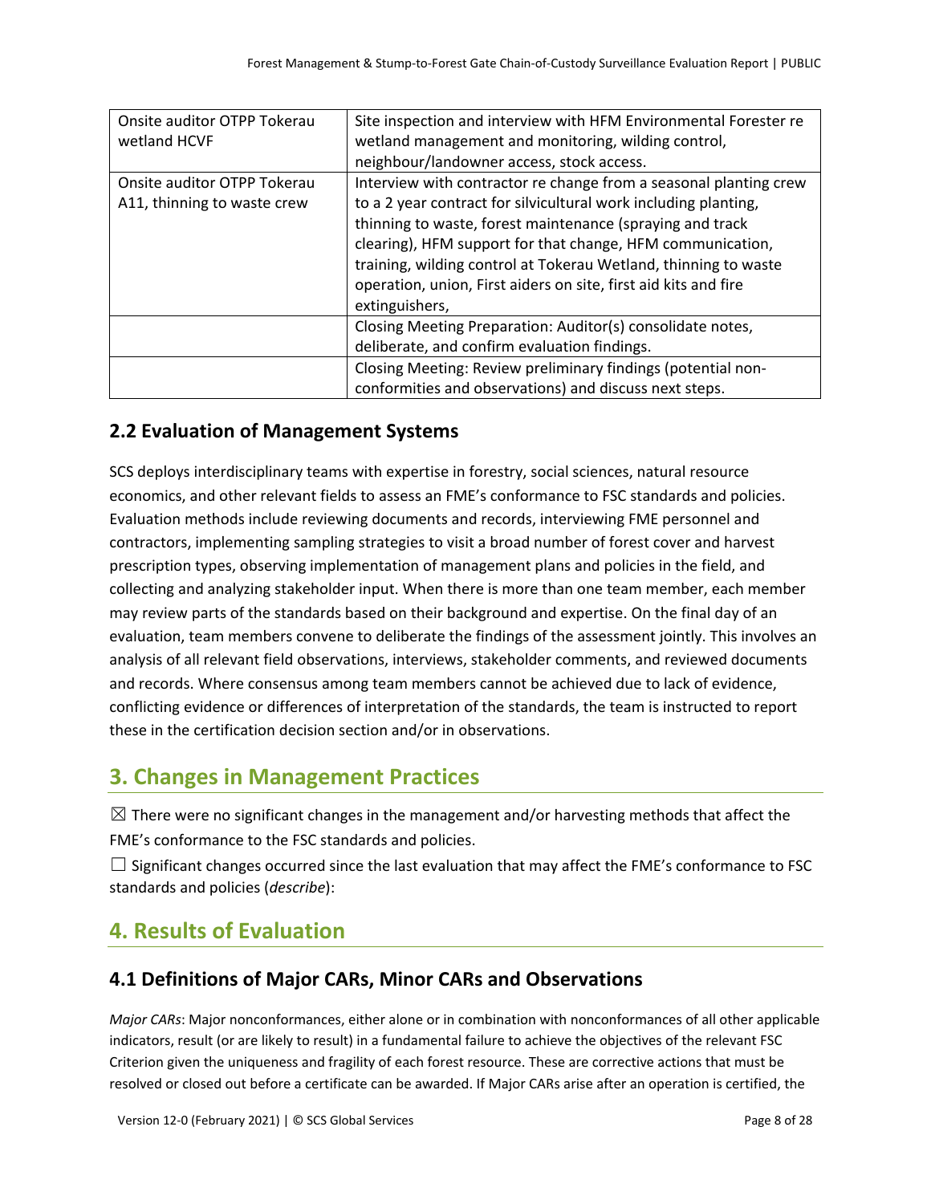| | |
|---|---|
| Onsite auditor OTPP Tokerau wetland HCVF | Site inspection and interview with HFM Environmental Forester re wetland management and monitoring, wilding control, neighbour/landowner access, stock access. |
| Onsite auditor OTPP Tokerau A11, thinning to waste crew | Interview with contractor re change from a seasonal planting crew to a 2 year contract for silvicultural work including planting, thinning to waste, forest maintenance (spraying and track clearing), HFM support for that change, HFM communication, training, wilding control at Tokerau Wetland, thinning to waste operation, union, First aiders on site, first aid kits and fire extinguishers, |
| | Closing Meeting Preparation: Auditor(s) consolidate notes, deliberate, and confirm evaluation findings. |
| | Closing Meeting: Review preliminary findings (potential non-conformities and observations) and discuss next steps. |

## 2.2 Evaluation of Management Systems

SCS deploys interdisciplinary teams with expertise in forestry, social sciences, natural resource economics, and other relevant fields to assess an FME's conformance to FSC standards and policies. Evaluation methods include reviewing documents and records, interviewing FME personnel and contractors, implementing sampling strategies to visit a broad number of forest cover and harvest prescription types, observing implementation of management plans and policies in the field, and collecting and analyzing stakeholder input. When there is more than one team member, each member may review parts of the standards based on their background and expertise. On the final day of an evaluation, team members convene to deliberate the findings of the assessment jointly. This involves an analysis of all relevant field observations, interviews, stakeholder comments, and reviewed documents and records. Where consensus among team members cannot be achieved due to lack of evidence, conflicting evidence or differences of interpretation of the standards, the team is instructed to report these in the certification decision section and/or in observations.

# 3. Changes in Management Practices

☒ There were no significant changes in the management and/or harvesting methods that affect the FME's conformance to the FSC standards and policies.

☐ Significant changes occurred since the last evaluation that may affect the FME's conformance to FSC standards and policies (*describe*):

# 4. Results of Evaluation

## 4.1 Definitions of Major CARs, Minor CARs and Observations

*Major CARs*: Major nonconformances, either alone or in combination with nonconformances of all other applicable indicators, result (or are likely to result) in a fundamental failure to achieve the objectives of the relevant FSC Criterion given the uniqueness and fragility of each forest resource. These are corrective actions that must be resolved or closed out before a certificate can be awarded. If Major CARs arise after an operation is certified, the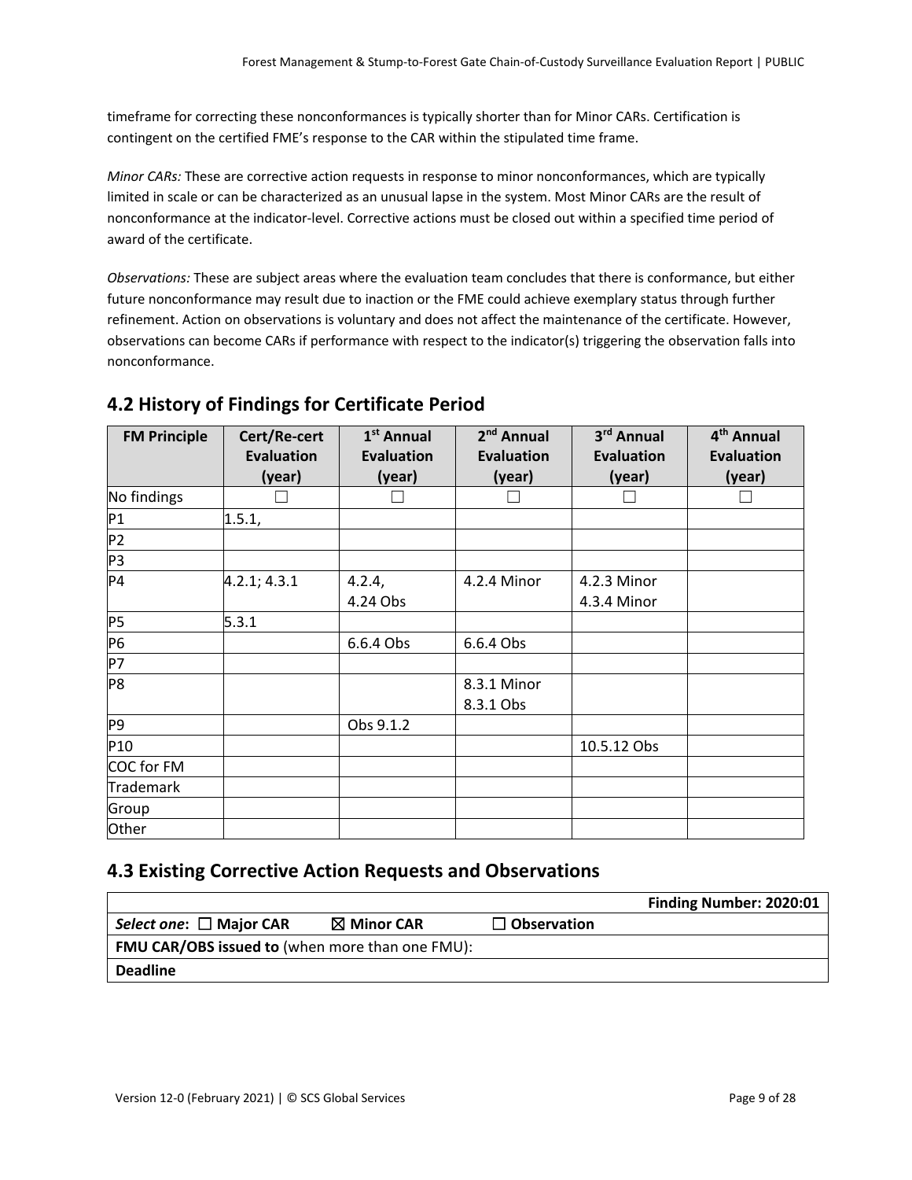timeframe for correcting these nonconformances is typically shorter than for Minor CARs. Certification is contingent on the certified FME's response to the CAR within the stipulated time frame.

*Minor CARs:* These are corrective action requests in response to minor nonconformances, which are typically limited in scale or can be characterized as an unusual lapse in the system. Most Minor CARs are the result of nonconformance at the indicator-level. Corrective actions must be closed out within a specified time period of award of the certificate.

*Observations:* These are subject areas where the evaluation team concludes that there is conformance, but either future nonconformance may result due to inaction or the FME could achieve exemplary status through further refinement. Action on observations is voluntary and does not affect the maintenance of the certificate. However, observations can become CARs if performance with respect to the indicator(s) triggering the observation falls into nonconformance.

## 4.2 History of Findings for Certificate Period

| FM Principle | Cert/Re-cert Evaluation (year) | 1st Annual Evaluation (year) | 2nd Annual Evaluation (year) | 3rd Annual Evaluation (year) | 4th Annual Evaluation (year) |
|---|---|---|---|---|---|
| No findings | ☐ | ☐ | ☐ | ☐ | ☐ |
| P1 | 1.5.1, | | | | |
| P2 | | | | | |
| P3 | | | | | |
| P4 | 4.2.1; 4.3.1 | 4.2.4, 4.24 Obs | 4.2.4 Minor | 4.2.3 Minor 4.3.4 Minor | |
| P5 | 5.3.1 | | | | |
| P6 | | 6.6.4 Obs | 6.6.4 Obs | | |
| P7 | | | | | |
| P8 | | | 8.3.1 Minor 8.3.1 Obs | | |
| P9 | | Obs 9.1.2 | | | |
| P10 | | | | 10.5.12 Obs | |
| COC for FM | | | | | |
| Trademark | | | | | |
| Group | | | | | |
| Other | | | | | |

## 4.3 Existing Corrective Action Requests and Observations

| | | | **Finding Number: 2020:01** |
|---|---|---|---|
| ***Select one*: ☐ Major CAR** | **☒ Minor CAR** | **☐ Observation** | |
| **FMU CAR/OBS issued to** (when more than one FMU): | | | |
| **Deadline** | | | |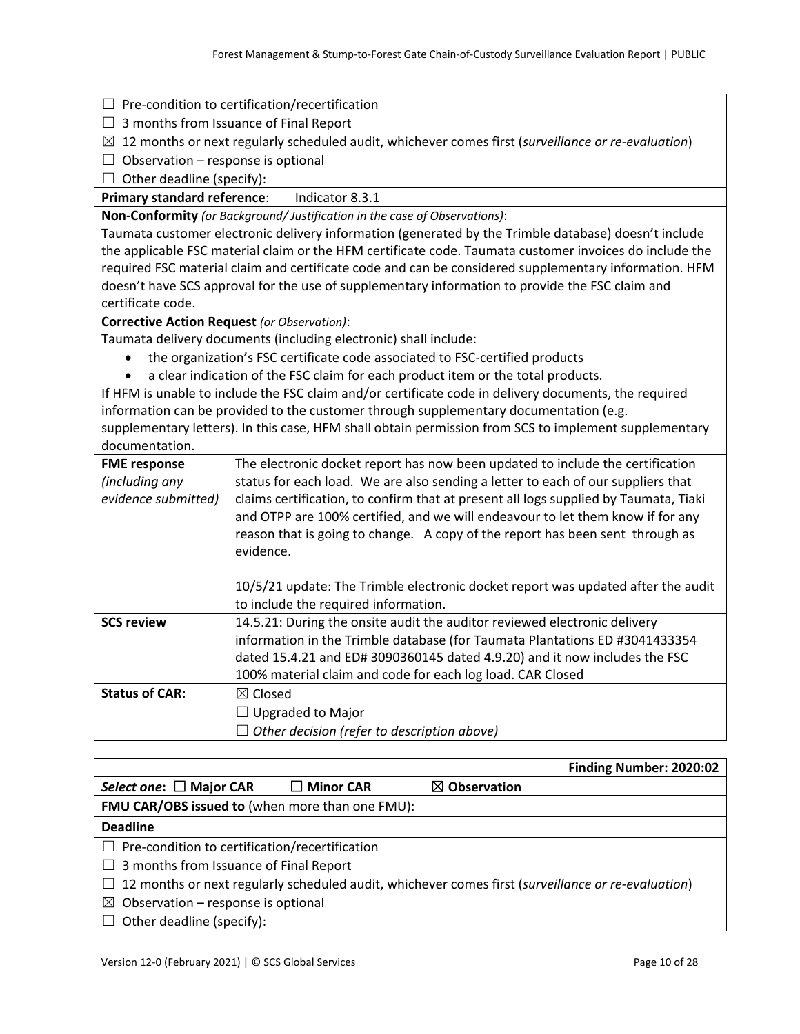| | |
|---|---|
| ☐ Pre-condition to certification/recertification<br>☐ 3 months from Issuance of Final Report<br>☒ 12 months or next regularly scheduled audit, whichever comes first (*surveillance or re-evaluation*)<br>☐ Observation – response is optional<br>☐ Other deadline (specify): | |
| **Primary standard reference**: | Indicator 8.3.1 |
| **Non-Conformity** *(or Background/ Justification in the case of Observations)*:<br>Taumata customer electronic delivery information (generated by the Trimble database) doesn't include the applicable FSC material claim or the HFM certificate code. Taumata customer invoices do include the required FSC material claim and certificate code and can be considered supplementary information. HFM doesn't have SCS approval for the use of supplementary information to provide the FSC claim and certificate code. | |
| **Corrective Action Request** *(or Observation)*:<br>Taumata delivery documents (including electronic) shall include:<br>• the organization's FSC certificate code associated to FSC-certified products<br>• a clear indication of the FSC claim for each product item or the total products.<br>If HFM is unable to include the FSC claim and/or certificate code in delivery documents, the required information can be provided to the customer through supplementary documentation (e.g. supplementary letters). In this case, HFM shall obtain permission from SCS to implement supplementary documentation. | |
| **FME response** *(including any evidence submitted)* | The electronic docket report has now been updated to include the certification status for each load. We are also sending a letter to each of our suppliers that claims certification, to confirm that at present all logs supplied by Taumata, Tiaki and OTPP are 100% certified, and we will endeavour to let them know if for any reason that is going to change. A copy of the report has been sent through as evidence.<br><br>10/5/21 update: The Trimble electronic docket report was updated after the audit to include the required information. |
| **SCS review** | 14.5.21: During the onsite audit the auditor reviewed electronic delivery information in the Trimble database (for Taumata Plantations ED #3041433354 dated 15.4.21 and ED# 3090360145 dated 4.9.20) and it now includes the FSC 100% material claim and code for each log load. CAR Closed |
| **Status of CAR:** | ☒ Closed<br>☐ Upgraded to Major<br>☐ *Other decision (refer to description above)* |

| **Finding Number: 2020:02** |
|---|
| *Select one*: ☐ **Major CAR** ☐ **Minor CAR** ☒ **Observation** |
| **FMU CAR/OBS issued to** (when more than one FMU): |
| **Deadline** |
| ☐ Pre-condition to certification/recertification<br>☐ 3 months from Issuance of Final Report<br>☐ 12 months or next regularly scheduled audit, whichever comes first (*surveillance or re-evaluation*)<br>☒ Observation – response is optional<br>☐ Other deadline (specify): |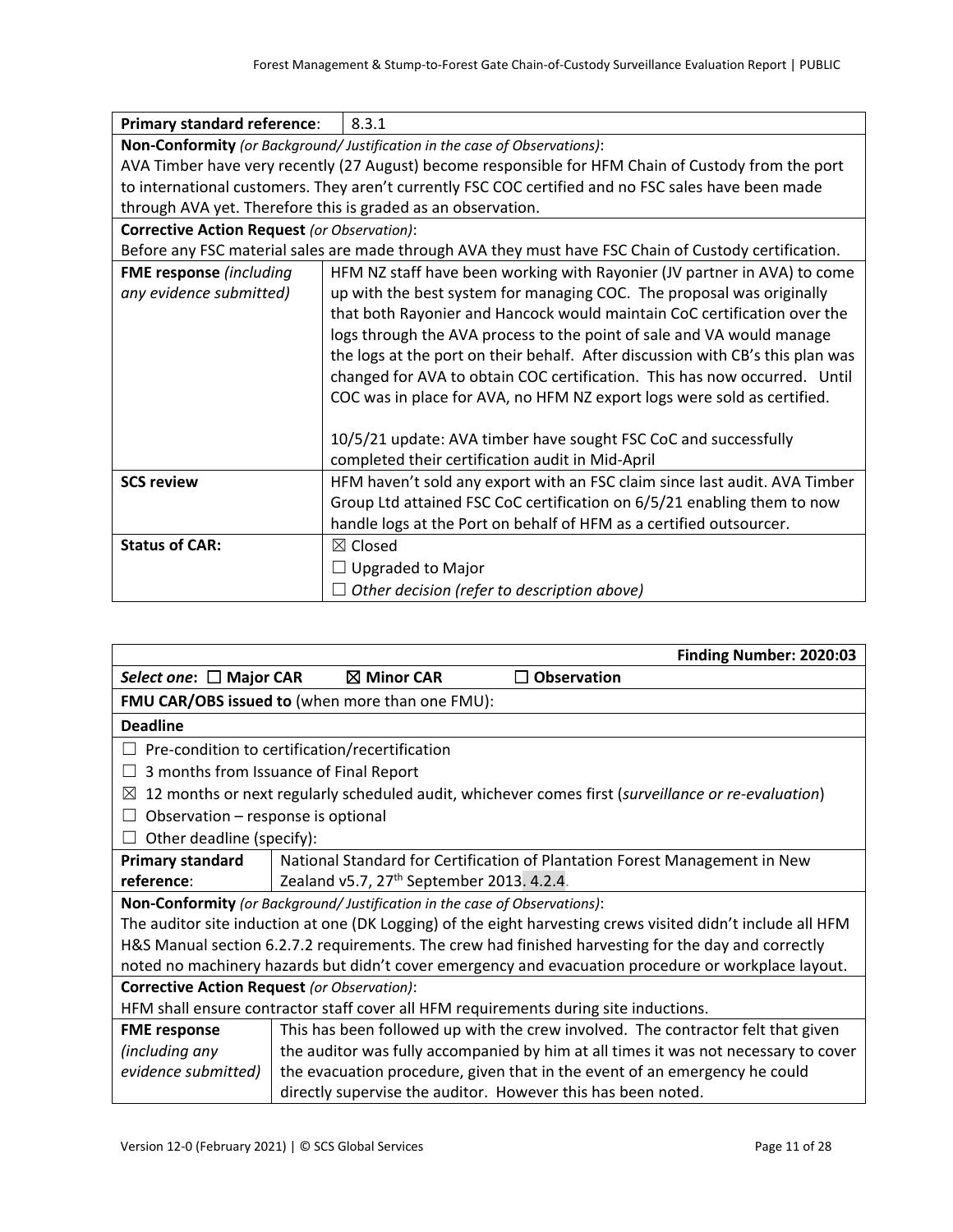| **Primary standard reference**: | 8.3.1 |
|---|---|
| **Non-Conformity** *(or Background/ Justification in the case of Observations)*:<br>AVA Timber have very recently (27 August) become responsible for HFM Chain of Custody from the port to international customers. They aren't currently FSC COC certified and no FSC sales have been made through AVA yet. Therefore this is graded as an observation. | |
| **Corrective Action Request** *(or Observation)*:<br>Before any FSC material sales are made through AVA they must have FSC Chain of Custody certification. | |
| **FME response** *(including any evidence submitted)* | HFM NZ staff have been working with Rayonier (JV partner in AVA) to come up with the best system for managing COC. The proposal was originally that both Rayonier and Hancock would maintain CoC certification over the logs through the AVA process to the point of sale and VA would manage the logs at the port on their behalf. After discussion with CB's this plan was changed for AVA to obtain COC certification. This has now occurred. Until COC was in place for AVA, no HFM NZ export logs were sold as certified.<br><br>10/5/21 update: AVA timber have sought FSC CoC and successfully completed their certification audit in Mid-April |
| **SCS review** | HFM haven't sold any export with an FSC claim since last audit. AVA Timber Group Ltd attained FSC CoC certification on 6/5/21 enabling them to now handle logs at the Port on behalf of HFM as a certified outsourcer. |
| **Status of CAR:** | ☒ Closed<br>☐ Upgraded to Major<br>☐ *Other decision (refer to description above)* |

| **Finding Number: 2020:03** | |
|---|---|
| *Select one*: ☐ **Major CAR** ☒ **Minor CAR** ☐ **Observation** | |
| **FMU CAR/OBS issued to** (when more than one FMU): | |
| **Deadline** | |
| ☐ Pre-condition to certification/recertification<br>☐ 3 months from Issuance of Final Report<br>☒ 12 months or next regularly scheduled audit, whichever comes first (*surveillance or re-evaluation*)<br>☐ Observation – response is optional<br>☐ Other deadline (specify): | |
| **Primary standard reference**: | National Standard for Certification of Plantation Forest Management in New Zealand v5.7, 27th September 2013. 4.2.4. |
| **Non-Conformity** *(or Background/ Justification in the case of Observations)*:<br>The auditor site induction at one (DK Logging) of the eight harvesting crews visited didn't include all HFM H&S Manual section 6.2.7.2 requirements. The crew had finished harvesting for the day and correctly noted no machinery hazards but didn't cover emergency and evacuation procedure or workplace layout. | |
| **Corrective Action Request** *(or Observation)*:<br>HFM shall ensure contractor staff cover all HFM requirements during site inductions. | |
| **FME response** *(including any evidence submitted)* | This has been followed up with the crew involved. The contractor felt that given the auditor was fully accompanied by him at all times it was not necessary to cover the evacuation procedure, given that in the event of an emergency he could directly supervise the auditor. However this has been noted. |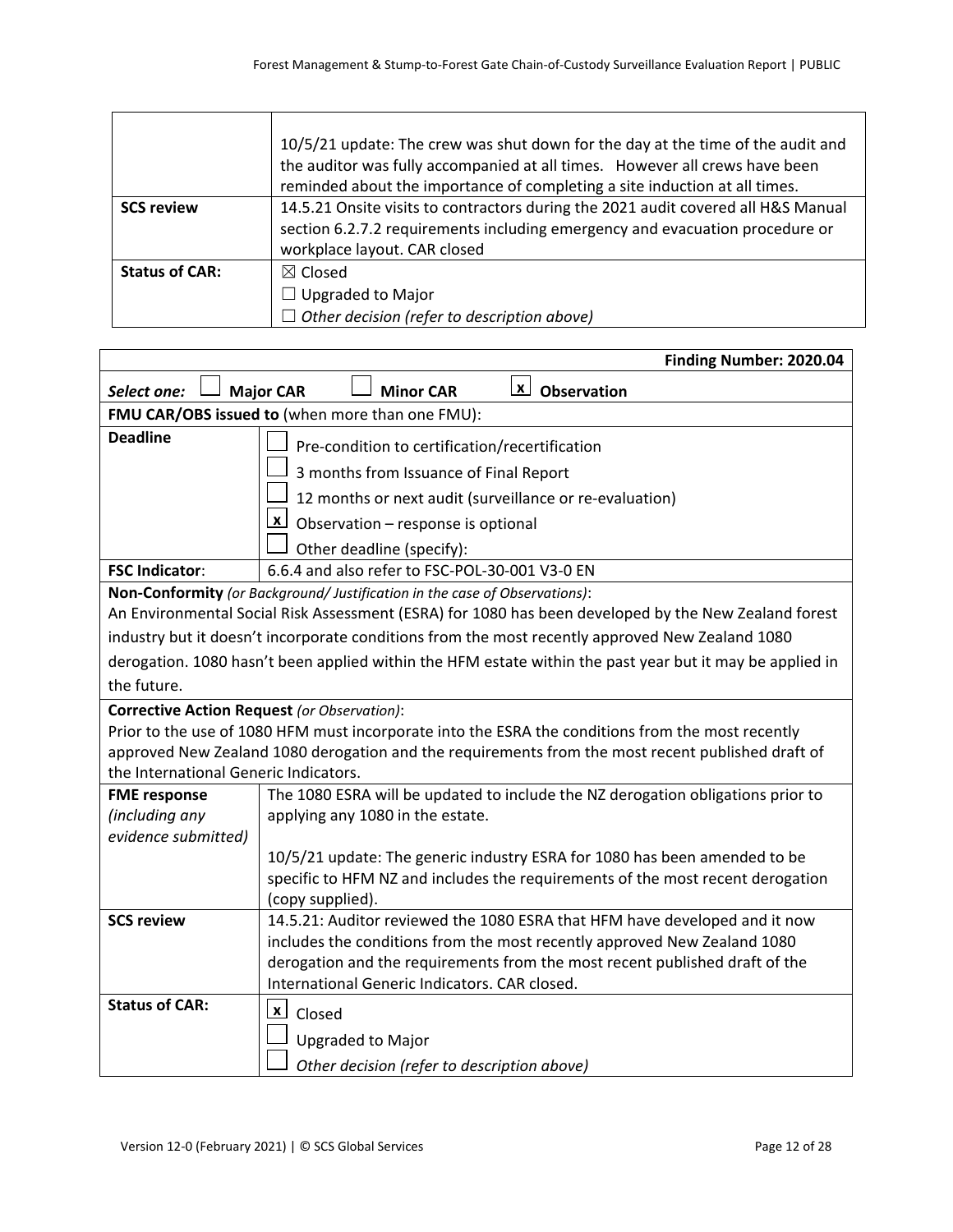| | |
|---|---|
| | 10/5/21 update: The crew was shut down for the day at the time of the audit and the auditor was fully accompanied at all times. However all crews have been reminded about the importance of completing a site induction at all times. |
| **SCS review** | 14.5.21 Onsite visits to contractors during the 2021 audit covered all H&S Manual section 6.2.7.2 requirements including emergency and evacuation procedure or workplace layout. CAR closed |
| **Status of CAR:** | ☒ Closed<br>☐ Upgraded to Major<br>☐ *Other decision (refer to description above)* |

| **Finding Number: 2020.04** | |
|---|---|
| ***Select one:*** ☐ **Major CAR** ☐ **Minor CAR** ☒ **Observation** | |
| **FMU CAR/OBS issued to** (when more than one FMU): | |
| **Deadline** | ☐ Pre-condition to certification/recertification<br>☐ 3 months from Issuance of Final Report<br>☐ 12 months or next audit (surveillance or re-evaluation)<br>☒ Observation – response is optional<br>☐ Other deadline (specify): |
| **FSC Indicator**: | 6.6.4 and also refer to FSC-POL-30-001 V3-0 EN |
| **Non-Conformity** *(or Background/ Justification in the case of Observations)*:<br>An Environmental Social Risk Assessment (ESRA) for 1080 has been developed by the New Zealand forest industry but it doesn't incorporate conditions from the most recently approved New Zealand 1080 derogation. 1080 hasn't been applied within the HFM estate within the past year but it may be applied in the future. | |
| **Corrective Action Request** *(or Observation)*:<br>Prior to the use of 1080 HFM must incorporate into the ESRA the conditions from the most recently approved New Zealand 1080 derogation and the requirements from the most recent published draft of the International Generic Indicators. | |
| **FME response** *(including any evidence submitted)* | The 1080 ESRA will be updated to include the NZ derogation obligations prior to applying any 1080 in the estate.<br><br>10/5/21 update: The generic industry ESRA for 1080 has been amended to be specific to HFM NZ and includes the requirements of the most recent derogation (copy supplied). |
| **SCS review** | 14.5.21: Auditor reviewed the 1080 ESRA that HFM have developed and it now includes the conditions from the most recently approved New Zealand 1080 derogation and the requirements from the most recent published draft of the International Generic Indicators. CAR closed. |
| **Status of CAR:** | ☒ Closed<br>☐ Upgraded to Major<br>☐ *Other decision (refer to description above)* |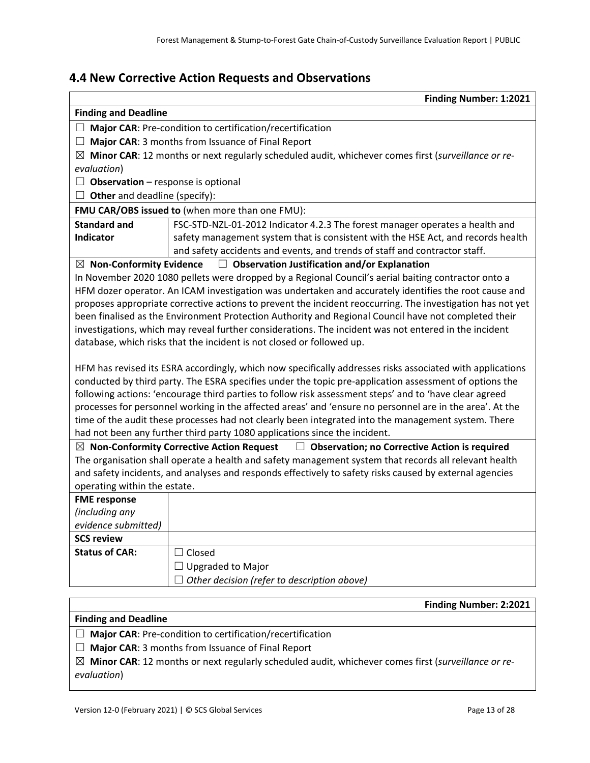## 4.4 New Corrective Action Requests and Observations

| | **Finding Number: 1:2021** |
|---|---|
| **Finding and Deadline** | |
| ☐ **Major CAR**: Pre-condition to certification/recertification | |
| ☐ **Major CAR**: 3 months from Issuance of Final Report | |
| ☒ **Minor CAR**: 12 months or next regularly scheduled audit, whichever comes first (*surveillance or re-evaluation*) | |
| ☐ **Observation** – response is optional | |
| ☐ **Other** and deadline (specify): | |
| **FMU CAR/OBS issued to** (when more than one FMU): | |
| **Standard and Indicator** | FSC-STD-NZL-01-2012 Indicator 4.2.3 The forest manager operates a health and safety management system that is consistent with the HSE Act, and records health and safety accidents and events, and trends of staff and contractor staff. |
| ☒ **Non-Conformity Evidence** ☐ **Observation Justification and/or Explanation** | |
| In November 2020 1080 pellets were dropped by a Regional Council's aerial baiting contractor onto a HFM dozer operator. An ICAM investigation was undertaken and accurately identifies the root cause and proposes appropriate corrective actions to prevent the incident reoccurring. The investigation has not yet been finalised as the Environment Protection Authority and Regional Council have not completed their investigations, which may reveal further considerations. The incident was not entered in the incident database, which risks that the incident is not closed or followed up.<br><br>HFM has revised its ESRA accordingly, which now specifically addresses risks associated with applications conducted by third party. The ESRA specifies under the topic pre-application assessment of options the following actions: 'encourage third parties to follow risk assessment steps' and to 'have clear agreed processes for personnel working in the affected areas' and 'ensure no personnel are in the area'. At the time of the audit these processes had not clearly been integrated into the management system. There had not been any further third party 1080 applications since the incident. | |
| ☒ **Non-Conformity Corrective Action Request** ☐ **Observation; no Corrective Action is required** | |
| The organisation shall operate a health and safety management system that records all relevant health and safety incidents, and analyses and responds effectively to safety risks caused by external agencies operating within the estate. | |
| **FME response** *(including any evidence submitted)* | |
| **SCS review** | |
| **Status of CAR:** | ☐ Closed<br>☐ Upgraded to Major<br>☐ *Other decision (refer to description above)* |

| | **Finding Number: 2:2021** |
|---|---|
| **Finding and Deadline** | |
| ☐ **Major CAR**: Pre-condition to certification/recertification | |
| ☐ **Major CAR**: 3 months from Issuance of Final Report | |
| ☒ **Minor CAR**: 12 months or next regularly scheduled audit, whichever comes first (*surveillance or re-evaluation*) | |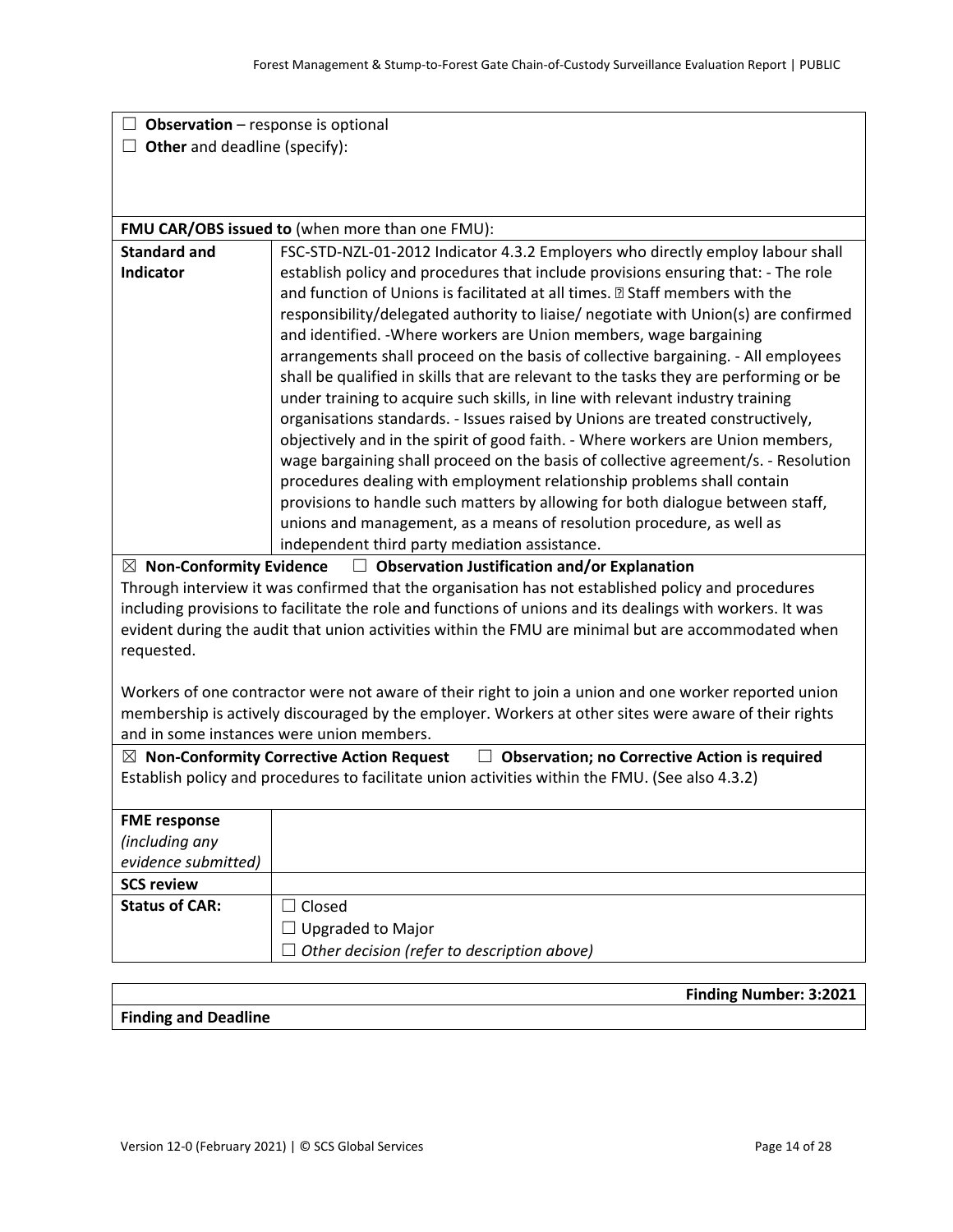☐ **Observation** – response is optional

☐ **Other** and deadline (specify):

**FMU CAR/OBS issued to** (when more than one FMU):

| **Standard and Indicator** | FSC-STD-NZL-01-2012 Indicator 4.3.2 Employers who directly employ labour shall establish policy and procedures that include provisions ensuring that: - The role and function of Unions is facilitated at all times. ▯ Staff members with the responsibility/delegated authority to liaise/ negotiate with Union(s) are confirmed and identified. -Where workers are Union members, wage bargaining arrangements shall proceed on the basis of collective bargaining. - All employees shall be qualified in skills that are relevant to the tasks they are performing or be under training to acquire such skills, in line with relevant industry training organisations standards. - Issues raised by Unions are treated constructively, objectively and in the spirit of good faith. - Where workers are Union members, wage bargaining shall proceed on the basis of collective agreement/s. - Resolution procedures dealing with employment relationship problems shall contain provisions to handle such matters by allowing for both dialogue between staff, unions and management, as a means of resolution procedure, as well as independent third party mediation assistance. |
|---|---|

☒ **Non-Conformity Evidence** ☐ **Observation Justification and/or Explanation**

Through interview it was confirmed that the organisation has not established policy and procedures including provisions to facilitate the role and functions of unions and its dealings with workers. It was evident during the audit that union activities within the FMU are minimal but are accommodated when requested.

Workers of one contractor were not aware of their right to join a union and one worker reported union membership is actively discouraged by the employer. Workers at other sites were aware of their rights and in some instances were union members.

☒ **Non-Conformity Corrective Action Request** ☐ **Observation; no Corrective Action is required**

Establish policy and procedures to facilitate union activities within the FMU. (See also 4.3.2)

| **FME response** *(including any evidence submitted)* | |
|---|---|
| **SCS review** | |
| **Status of CAR:** | ☐ Closed<br>☐ Upgraded to Major<br>☐ *Other decision (refer to description above)* |

| **Finding Number: 3:2021** |
|---|
| **Finding and Deadline** |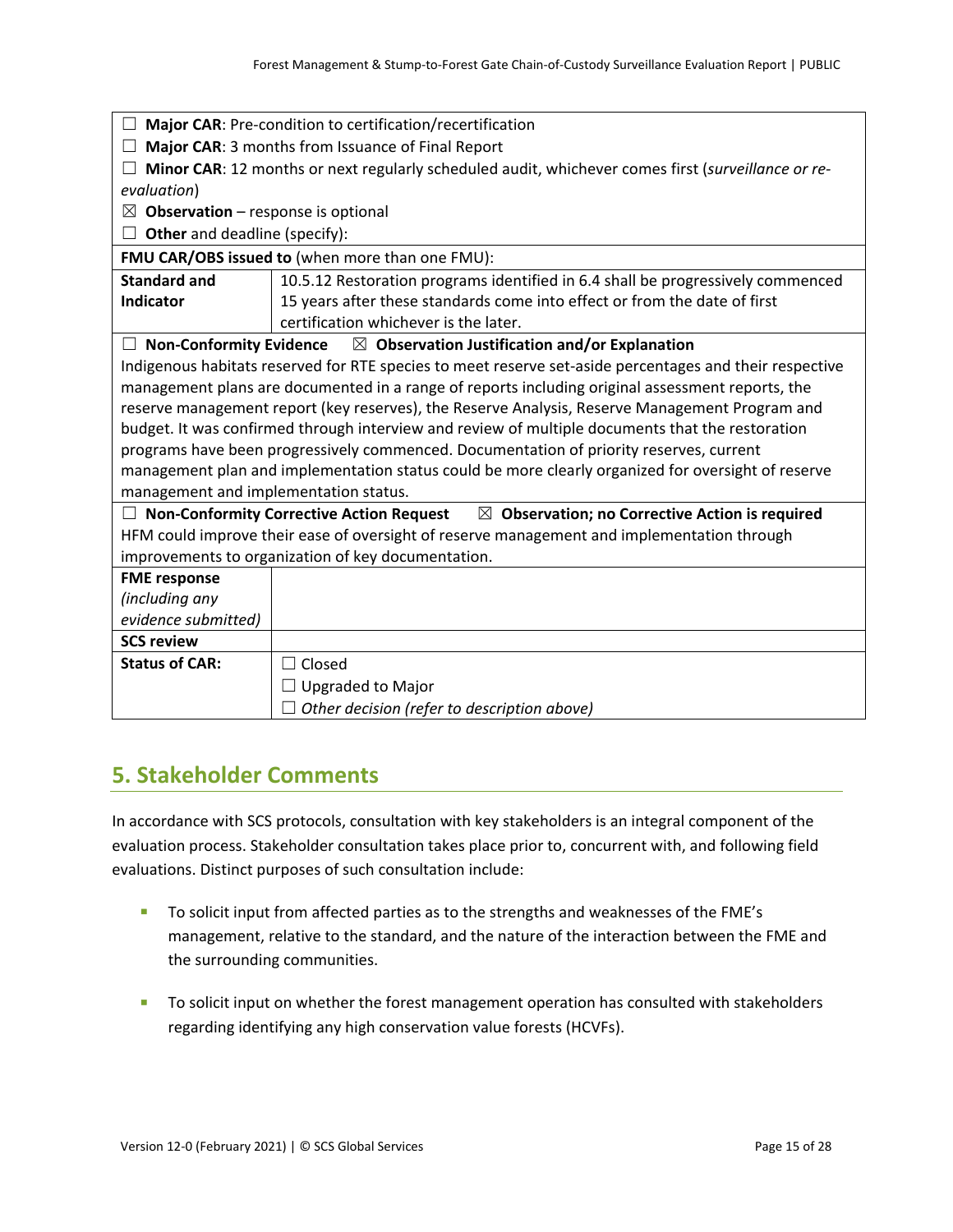| | |
|---|---|
| ☐ **Major CAR**: Pre-condition to certification/recertification<br>☐ **Major CAR**: 3 months from Issuance of Final Report<br>☐ **Minor CAR**: 12 months or next regularly scheduled audit, whichever comes first (*surveillance or re-evaluation*)<br>☒ **Observation** – response is optional<br>☐ **Other** and deadline (specify): | |
| **FMU CAR/OBS issued to** (when more than one FMU): | |
| **Standard and Indicator** | 10.5.12 Restoration programs identified in 6.4 shall be progressively commenced 15 years after these standards come into effect or from the date of first certification whichever is the later. |
| ☐ **Non-Conformity Evidence** ☒ **Observation Justification and/or Explanation** | |
| Indigenous habitats reserved for RTE species to meet reserve set-aside percentages and their respective management plans are documented in a range of reports including original assessment reports, the reserve management report (key reserves), the Reserve Analysis, Reserve Management Program and budget. It was confirmed through interview and review of multiple documents that the restoration programs have been progressively commenced. Documentation of priority reserves, current management plan and implementation status could be more clearly organized for oversight of reserve management and implementation status. | |
| ☐ **Non-Conformity Corrective Action Request** ☒ **Observation; no Corrective Action is required** | |
| HFM could improve their ease of oversight of reserve management and implementation through improvements to organization of key documentation. | |
| **FME response** *(including any evidence submitted)* | |
| **SCS review** | |
| **Status of CAR:** | ☐ Closed<br>☐ Upgraded to Major<br>☐ *Other decision (refer to description above)* |

## 5. Stakeholder Comments

In accordance with SCS protocols, consultation with key stakeholders is an integral component of the evaluation process. Stakeholder consultation takes place prior to, concurrent with, and following field evaluations. Distinct purposes of such consultation include:

- To solicit input from affected parties as to the strengths and weaknesses of the FME's management, relative to the standard, and the nature of the interaction between the FME and the surrounding communities.
- To solicit input on whether the forest management operation has consulted with stakeholders regarding identifying any high conservation value forests (HCVFs).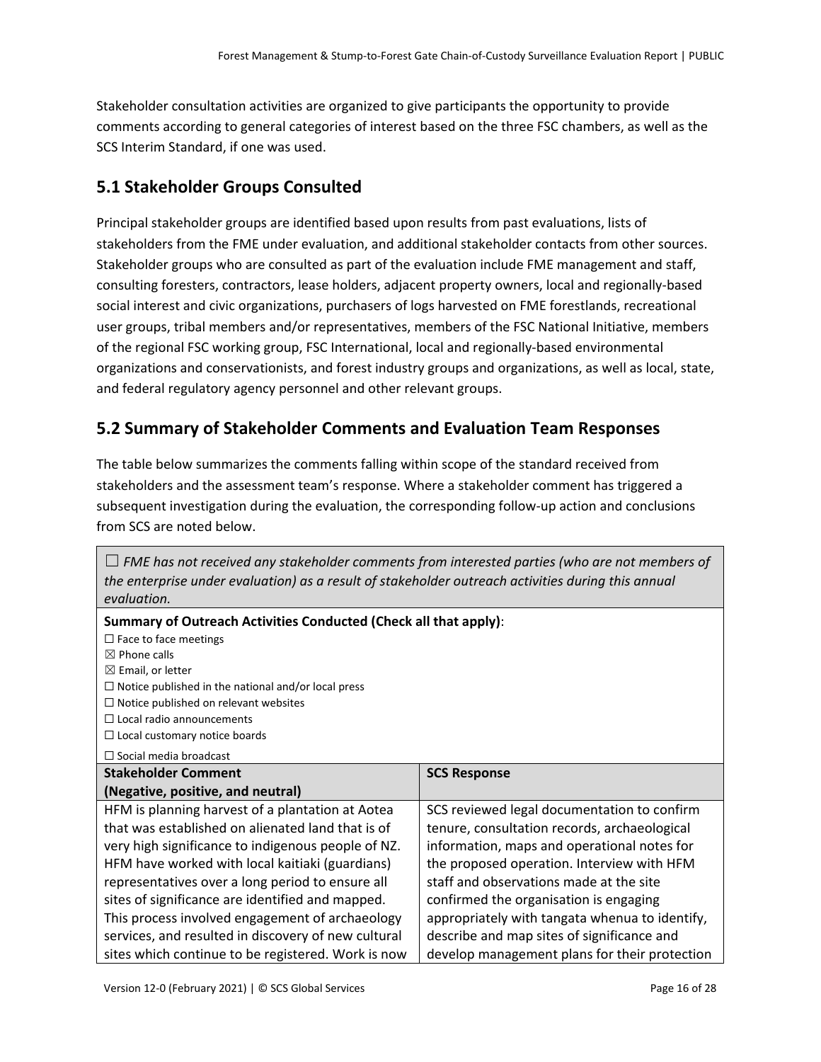Stakeholder consultation activities are organized to give participants the opportunity to provide comments according to general categories of interest based on the three FSC chambers, as well as the SCS Interim Standard, if one was used.

## 5.1 Stakeholder Groups Consulted

Principal stakeholder groups are identified based upon results from past evaluations, lists of stakeholders from the FME under evaluation, and additional stakeholder contacts from other sources. Stakeholder groups who are consulted as part of the evaluation include FME management and staff, consulting foresters, contractors, lease holders, adjacent property owners, local and regionally-based social interest and civic organizations, purchasers of logs harvested on FME forestlands, recreational user groups, tribal members and/or representatives, members of the FSC National Initiative, members of the regional FSC working group, FSC International, local and regionally-based environmental organizations and conservationists, and forest industry groups and organizations, as well as local, state, and federal regulatory agency personnel and other relevant groups.

## 5.2 Summary of Stakeholder Comments and Evaluation Team Responses

The table below summarizes the comments falling within scope of the standard received from stakeholders and the assessment team's response. Where a stakeholder comment has triggered a subsequent investigation during the evaluation, the corresponding follow-up action and conclusions from SCS are noted below.

☐ *FME has not received any stakeholder comments from interested parties (who are not members of the enterprise under evaluation) as a result of stakeholder outreach activities during this annual evaluation.*

**Summary of Outreach Activities Conducted (Check all that apply)**:

- ☐ Face to face meetings
- ☒ Phone calls
- ☒ Email, or letter
- ☐ Notice published in the national and/or local press
- ☐ Notice published on relevant websites
- ☐ Local radio announcements
- ☐ Local customary notice boards
- ☐ Social media broadcast

| Stakeholder Comment (Negative, positive, and neutral) | SCS Response |
|---|---|
| HFM is planning harvest of a plantation at Aotea that was established on alienated land that is of very high significance to indigenous people of NZ. HFM have worked with local kaitiaki (guardians) representatives over a long period to ensure all sites of significance are identified and mapped. This process involved engagement of archaeology services, and resulted in discovery of new cultural sites which continue to be registered. Work is now | SCS reviewed legal documentation to confirm tenure, consultation records, archaeological information, maps and operational notes for the proposed operation. Interview with HFM staff and observations made at the site confirmed the organisation is engaging appropriately with tangata whenua to identify, describe and map sites of significance and develop management plans for their protection |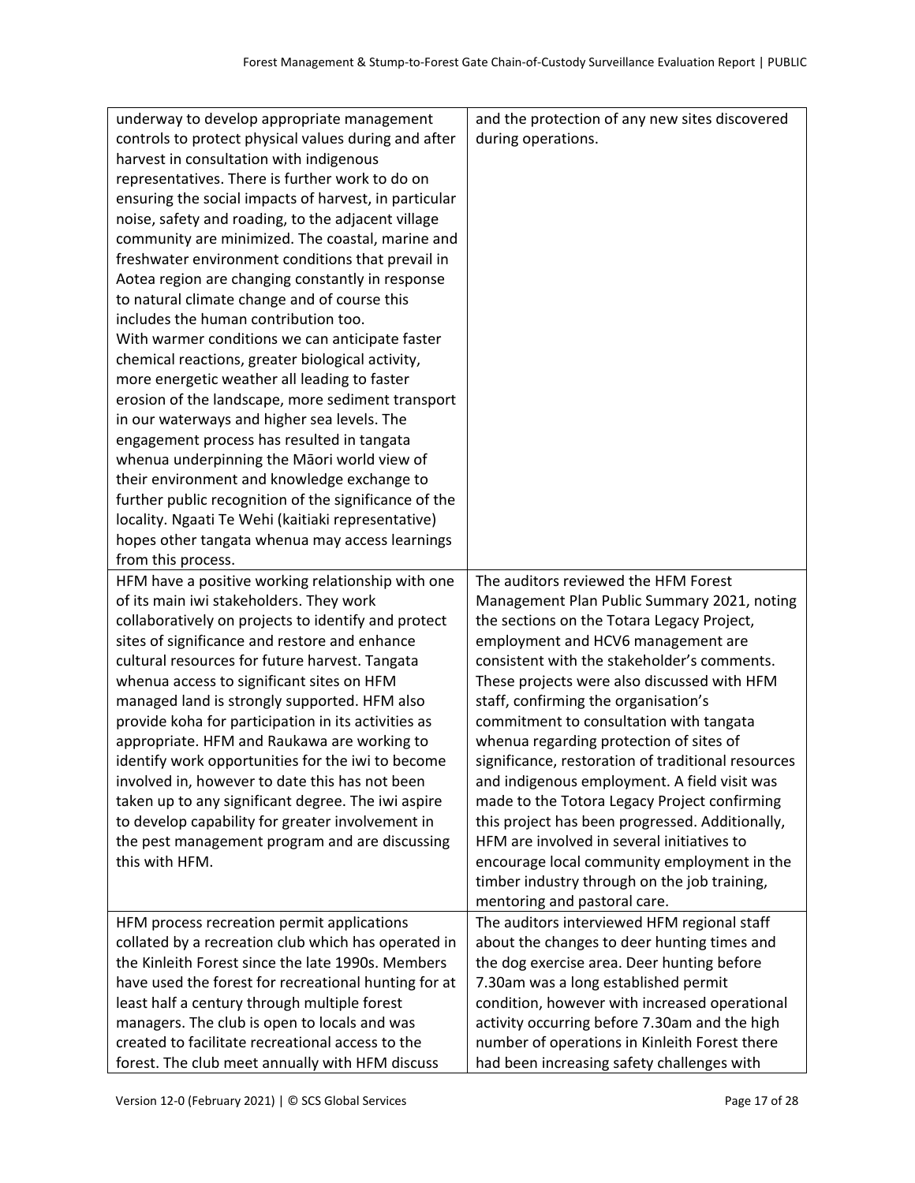| | |
|---|---|
| underway to develop appropriate management controls to protect physical values during and after harvest in consultation with indigenous representatives. There is further work to do on ensuring the social impacts of harvest, in particular noise, safety and roading, to the adjacent village community are minimized. The coastal, marine and freshwater environment conditions that prevail in Aotea region are changing constantly in response to natural climate change and of course this includes the human contribution too.<br>With warmer conditions we can anticipate faster chemical reactions, greater biological activity, more energetic weather all leading to faster erosion of the landscape, more sediment transport in our waterways and higher sea levels. The engagement process has resulted in tangata whenua underpinning the Māori world view of their environment and knowledge exchange to further public recognition of the significance of the locality. Ngaati Te Wehi (kaitiaki representative) hopes other tangata whenua may access learnings from this process. | and the protection of any new sites discovered during operations. |
| HFM have a positive working relationship with one of its main iwi stakeholders. They work collaboratively on projects to identify and protect sites of significance and restore and enhance cultural resources for future harvest. Tangata whenua access to significant sites on HFM managed land is strongly supported. HFM also provide koha for participation in its activities as appropriate. HFM and Raukawa are working to identify work opportunities for the iwi to become involved in, however to date this has not been taken up to any significant degree. The iwi aspire to develop capability for greater involvement in the pest management program and are discussing this with HFM. | The auditors reviewed the HFM Forest Management Plan Public Summary 2021, noting the sections on the Totara Legacy Project, employment and HCV6 management are consistent with the stakeholder's comments. These projects were also discussed with HFM staff, confirming the organisation's commitment to consultation with tangata whenua regarding protection of sites of significance, restoration of traditional resources and indigenous employment. A field visit was made to the Totora Legacy Project confirming this project has been progressed. Additionally, HFM are involved in several initiatives to encourage local community employment in the timber industry through on the job training, mentoring and pastoral care. |
| HFM process recreation permit applications collated by a recreation club which has operated in the Kinleith Forest since the late 1990s. Members have used the forest for recreational hunting for at least half a century through multiple forest managers. The club is open to locals and was created to facilitate recreational access to the forest. The club meet annually with HFM discuss | The auditors interviewed HFM regional staff about the changes to deer hunting times and the dog exercise area. Deer hunting before 7.30am was a long established permit condition, however with increased operational activity occurring before 7.30am and the high number of operations in Kinleith Forest there had been increasing safety challenges with |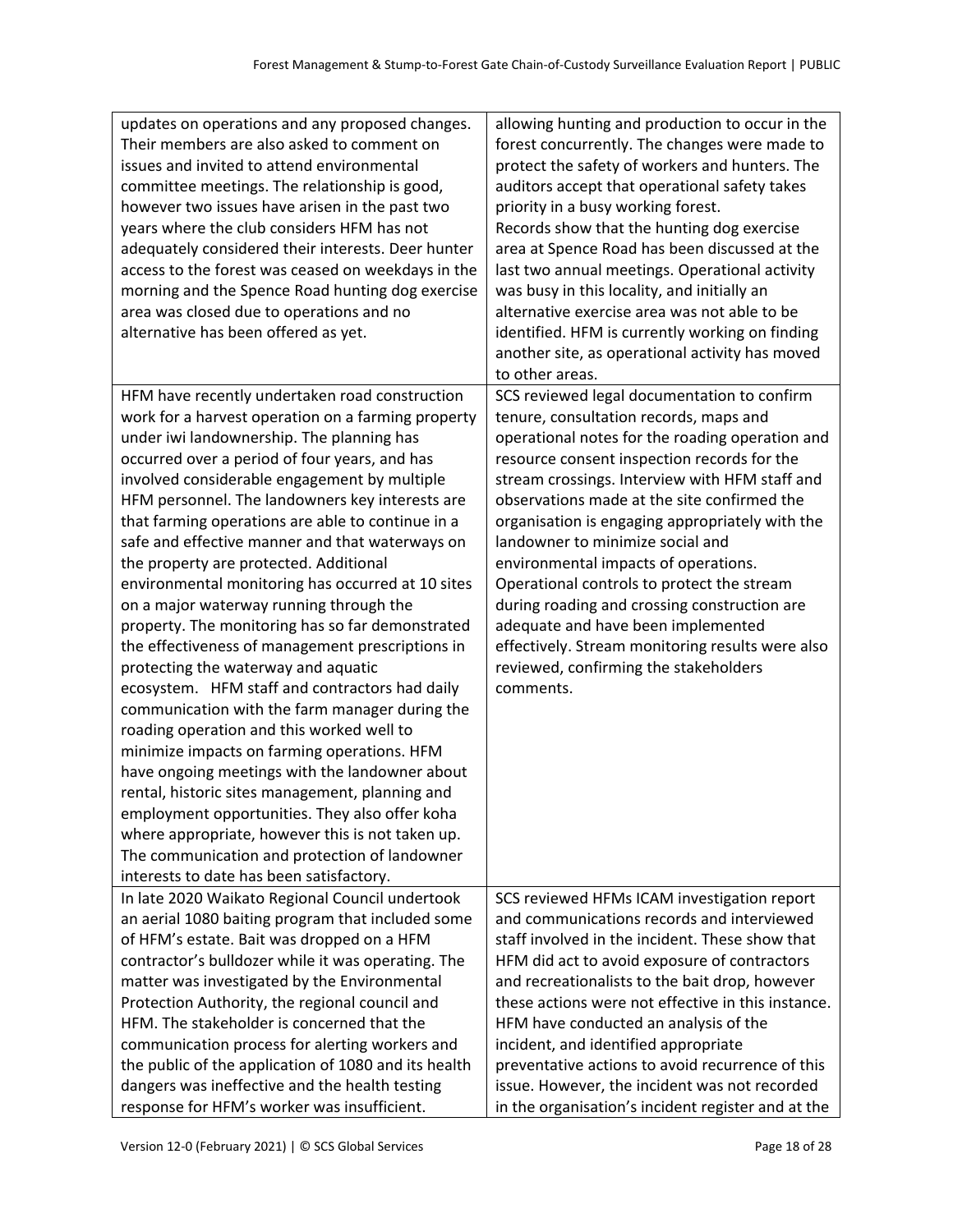| | |
|---|---|
| updates on operations and any proposed changes. Their members are also asked to comment on issues and invited to attend environmental committee meetings. The relationship is good, however two issues have arisen in the past two years where the club considers HFM has not adequately considered their interests. Deer hunter access to the forest was ceased on weekdays in the morning and the Spence Road hunting dog exercise area was closed due to operations and no alternative has been offered as yet. | allowing hunting and production to occur in the forest concurrently. The changes were made to protect the safety of workers and hunters. The auditors accept that operational safety takes priority in a busy working forest.<br>Records show that the hunting dog exercise area at Spence Road has been discussed at the last two annual meetings. Operational activity was busy in this locality, and initially an alternative exercise area was not able to be identified. HFM is currently working on finding another site, as operational activity has moved to other areas. |
| HFM have recently undertaken road construction work for a harvest operation on a farming property under iwi landownership. The planning has occurred over a period of four years, and has involved considerable engagement by multiple HFM personnel. The landowners key interests are that farming operations are able to continue in a safe and effective manner and that waterways on the property are protected. Additional environmental monitoring has occurred at 10 sites on a major waterway running through the property. The monitoring has so far demonstrated the effectiveness of management prescriptions in protecting the waterway and aquatic ecosystem. HFM staff and contractors had daily communication with the farm manager during the roading operation and this worked well to minimize impacts on farming operations. HFM have ongoing meetings with the landowner about rental, historic sites management, planning and employment opportunities. They also offer koha where appropriate, however this is not taken up. The communication and protection of landowner interests to date has been satisfactory. | SCS reviewed legal documentation to confirm tenure, consultation records, maps and operational notes for the roading operation and resource consent inspection records for the stream crossings. Interview with HFM staff and observations made at the site confirmed the organisation is engaging appropriately with the landowner to minimize social and environmental impacts of operations. Operational controls to protect the stream during roading and crossing construction are adequate and have been implemented effectively. Stream monitoring results were also reviewed, confirming the stakeholders comments. |
| In late 2020 Waikato Regional Council undertook an aerial 1080 baiting program that included some of HFM's estate. Bait was dropped on a HFM contractor's bulldozer while it was operating. The matter was investigated by the Environmental Protection Authority, the regional council and HFM. The stakeholder is concerned that the communication process for alerting workers and the public of the application of 1080 and its health dangers was ineffective and the health testing response for HFM's worker was insufficient. | SCS reviewed HFMs ICAM investigation report and communications records and interviewed staff involved in the incident. These show that HFM did act to avoid exposure of contractors and recreationalists to the bait drop, however these actions were not effective in this instance. HFM have conducted an analysis of the incident, and identified appropriate preventative actions to avoid recurrence of this issue. However, the incident was not recorded in the organisation's incident register and at the |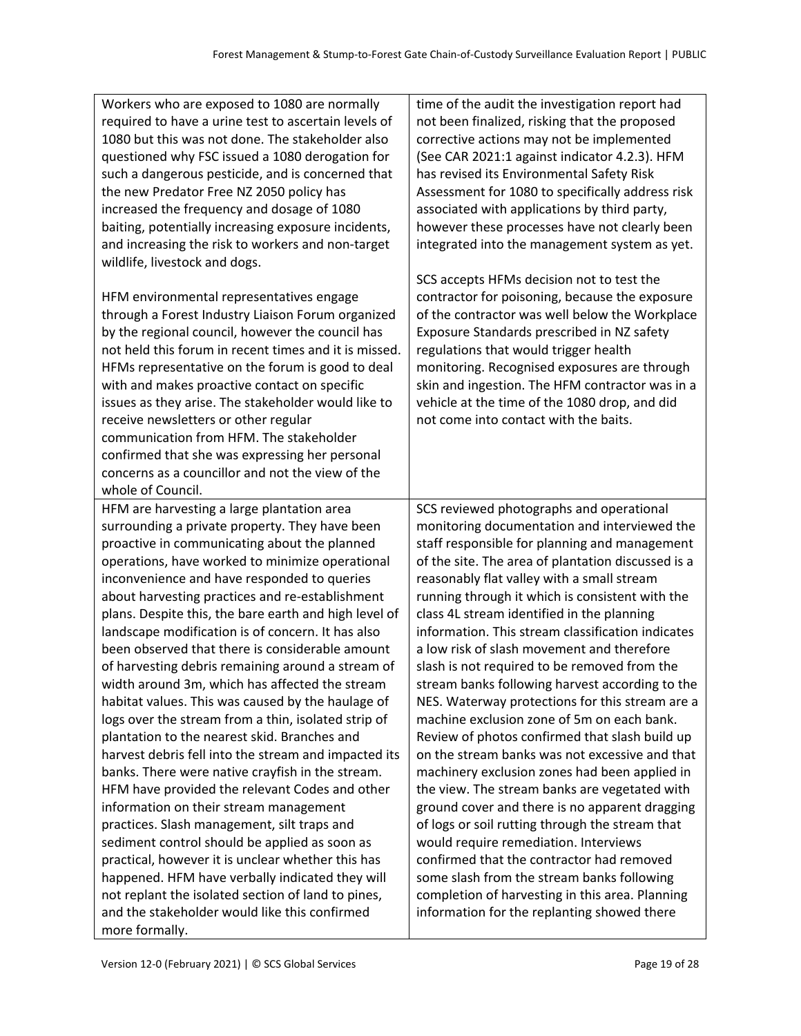| | |
|---|---|
| Workers who are exposed to 1080 are normally required to have a urine test to ascertain levels of 1080 but this was not done. The stakeholder also questioned why FSC issued a 1080 derogation for such a dangerous pesticide, and is concerned that the new Predator Free NZ 2050 policy has increased the frequency and dosage of 1080 baiting, potentially increasing exposure incidents, and increasing the risk to workers and non-target wildlife, livestock and dogs.<br><br>HFM environmental representatives engage through a Forest Industry Liaison Forum organized by the regional council, however the council has not held this forum in recent times and it is missed. HFMs representative on the forum is good to deal with and makes proactive contact on specific issues as they arise. The stakeholder would like to receive newsletters or other regular communication from HFM. The stakeholder confirmed that she was expressing her personal concerns as a councillor and not the view of the whole of Council. | time of the audit the investigation report had not been finalized, risking that the proposed corrective actions may not be implemented (See CAR 2021:1 against indicator 4.2.3). HFM has revised its Environmental Safety Risk Assessment for 1080 to specifically address risk associated with applications by third party, however these processes have not clearly been integrated into the management system as yet.<br><br>SCS accepts HFMs decision not to test the contractor for poisoning, because the exposure of the contractor was well below the Workplace Exposure Standards prescribed in NZ safety regulations that would trigger health monitoring. Recognised exposures are through skin and ingestion. The HFM contractor was in a vehicle at the time of the 1080 drop, and did not come into contact with the baits. |
| HFM are harvesting a large plantation area surrounding a private property. They have been proactive in communicating about the planned operations, have worked to minimize operational inconvenience and have responded to queries about harvesting practices and re-establishment plans. Despite this, the bare earth and high level of landscape modification is of concern. It has also been observed that there is considerable amount of harvesting debris remaining around a stream of width around 3m, which has affected the stream habitat values. This was caused by the haulage of logs over the stream from a thin, isolated strip of plantation to the nearest skid. Branches and harvest debris fell into the stream and impacted its banks. There were native crayfish in the stream. HFM have provided the relevant Codes and other information on their stream management practices. Slash management, silt traps and sediment control should be applied as soon as practical, however it is unclear whether this has happened. HFM have verbally indicated they will not replant the isolated section of land to pines, and the stakeholder would like this confirmed more formally. | SCS reviewed photographs and operational monitoring documentation and interviewed the staff responsible for planning and management of the site. The area of plantation discussed is a reasonably flat valley with a small stream running through it which is consistent with the class 4L stream identified in the planning information. This stream classification indicates a low risk of slash movement and therefore slash is not required to be removed from the stream banks following harvest according to the NES. Waterway protections for this stream are a machine exclusion zone of 5m on each bank. Review of photos confirmed that slash build up on the stream banks was not excessive and that machinery exclusion zones had been applied in the view. The stream banks are vegetated with ground cover and there is no apparent dragging of logs or soil rutting through the stream that would require remediation. Interviews confirmed that the contractor had removed some slash from the stream banks following completion of harvesting in this area. Planning information for the replanting showed there |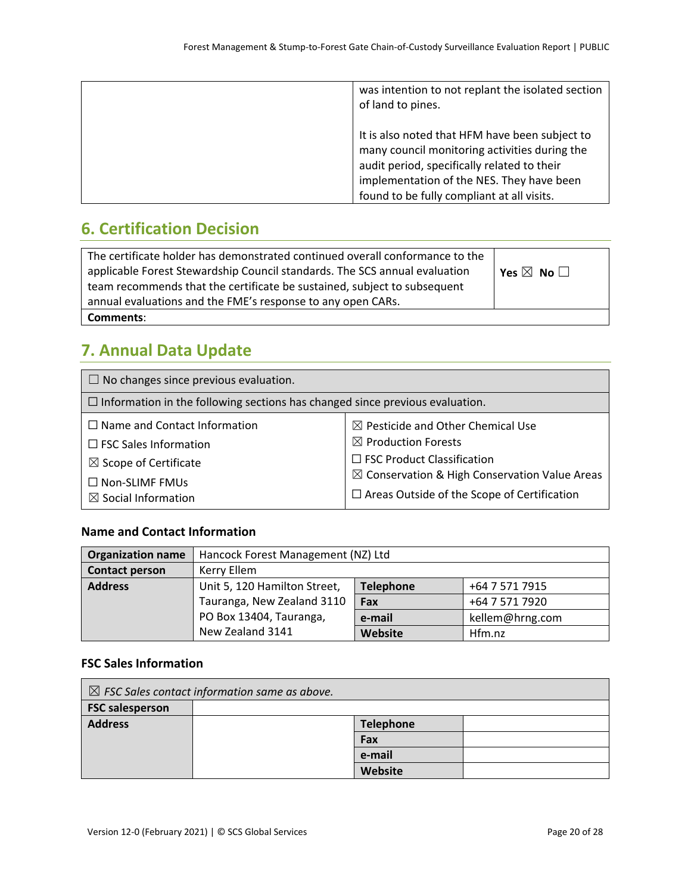| | was intention to not replant the isolated section of land to pines.<br><br>It is also noted that HFM have been subject to many council monitoring activities during the audit period, specifically related to their implementation of the NES. They have been found to be fully compliant at all visits. |
|---|---|

## 6. Certification Decision

| | |
|---|---|
| The certificate holder has demonstrated continued overall conformance to the applicable Forest Stewardship Council standards. The SCS annual evaluation team recommends that the certificate be sustained, subject to subsequent annual evaluations and the FME's response to any open CARs. | **Yes** ☒ **No** ☐ |
| **Comments**: | |

## 7. Annual Data Update

| | |
|---|---|
| ☐ No changes since previous evaluation. | |
| ☐ Information in the following sections has changed since previous evaluation. | |
| ☐ Name and Contact Information<br>☐ FSC Sales Information<br>☒ Scope of Certificate<br>☐ Non-SLIMF FMUs<br>☒ Social Information | ☒ Pesticide and Other Chemical Use<br>☒ Production Forests<br>☐ FSC Product Classification<br>☒ Conservation & High Conservation Value Areas<br>☐ Areas Outside of the Scope of Certification |

### Name and Contact Information

| **Organization name** | Hancock Forest Management (NZ) Ltd | | |
|---|---|---|---|
| **Contact person** | Kerry Ellem | | |
| **Address** | Unit 5, 120 Hamilton Street, Tauranga, New Zealand 3110<br>PO Box 13404, Tauranga, New Zealand 3141 | **Telephone** | +64 7 571 7915 |
| | | **Fax** | +64 7 571 7920 |
| | | **e-mail** | kellem@hrng.com |
| | | **Website** | Hfm.nz |

### FSC Sales Information

| ☒ *FSC Sales contact information same as above.* | | | |
|---|---|---|---|
| **FSC salesperson** | | | |
| **Address** | | **Telephone** | |
| | | **Fax** | |
| | | **e-mail** | |
| | | **Website** | |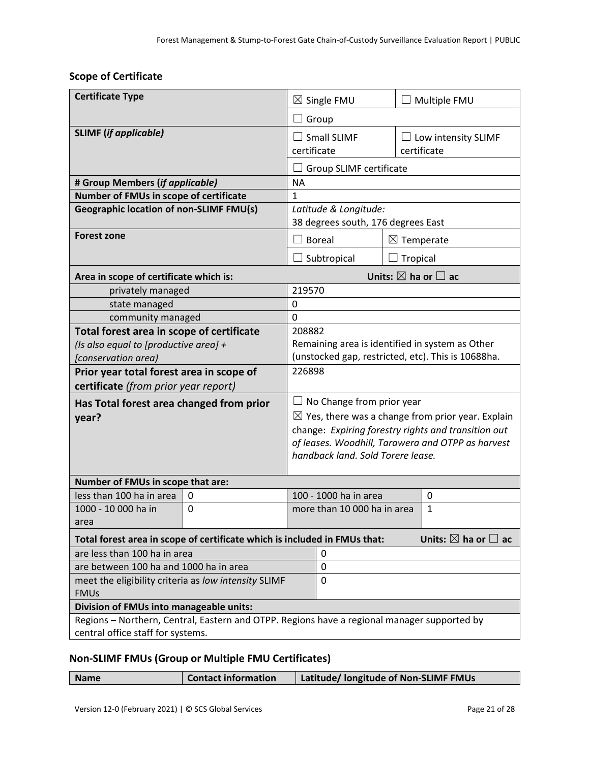## Scope of Certificate

| **Certificate Type** | ☒ Single FMU | ☐ Multiple FMU |
|---|---|---|
| | ☐ Group | |
| **SLIMF (*if applicable*)** | ☐ Small SLIMF certificate | ☐ Low intensity SLIMF certificate |
| | ☐ Group SLIMF certificate | |
| **# Group Members (*if applicable*)** | NA | |
| **Number of FMUs in scope of certificate** | 1 | |
| **Geographic location of non-SLIMF FMU(s)** | *Latitude & Longitude:* 38 degrees south, 176 degrees East | |
| **Forest zone** | ☐ Boreal | ☒ Temperate |
| | ☐ Subtropical | ☐ Tropical |

| **Area in scope of certificate which is:** | **Units: ☒ ha or ☐ ac** |
|---|---|
| privately managed | 219570 |
| state managed | 0 |
| community managed | 0 |
| **Total forest area in scope of certificate** *(Is also equal to [productive area] + [conservation area)* | 208882<br>Remaining area is identified in system as Other (unstocked gap, restricted, etc). This is 10688ha. |
| **Prior year total forest area in scope of certificate** *(from prior year report)* | 226898 |
| **Has Total forest area changed from prior year?** | ☐ No Change from prior year<br>☒ Yes, there was a change from prior year. Explain change: *Expiring forestry rights and transition out of leases. Woodhill, Tarawera and OTPP as harvest handback land. Sold Torere lease.* |

| **Number of FMUs in scope that are:** | | | |
|---|---|---|---|
| less than 100 ha in area | 0 | 100 - 1000 ha in area | 0 |
| 1000 - 10 000 ha in area | 0 | more than 10 000 ha in area | 1 |

| **Total forest area in scope of certificate which is included in FMUs that:** | **Units: ☒ ha or ☐ ac** |
|---|---|
| are less than 100 ha in area | 0 |
| are between 100 ha and 1000 ha in area | 0 |
| meet the eligibility criteria as *low intensity* SLIMF FMUs | 0 |

| **Division of FMUs into manageable units:** |
|---|
| Regions – Northern, Central, Eastern and OTPP. Regions have a regional manager supported by central office staff for systems. |

## Non-SLIMF FMUs (Group or Multiple FMU Certificates)

| **Name** | **Contact information** | **Latitude/ longitude of Non-SLIMF FMUs** |
|---|---|---|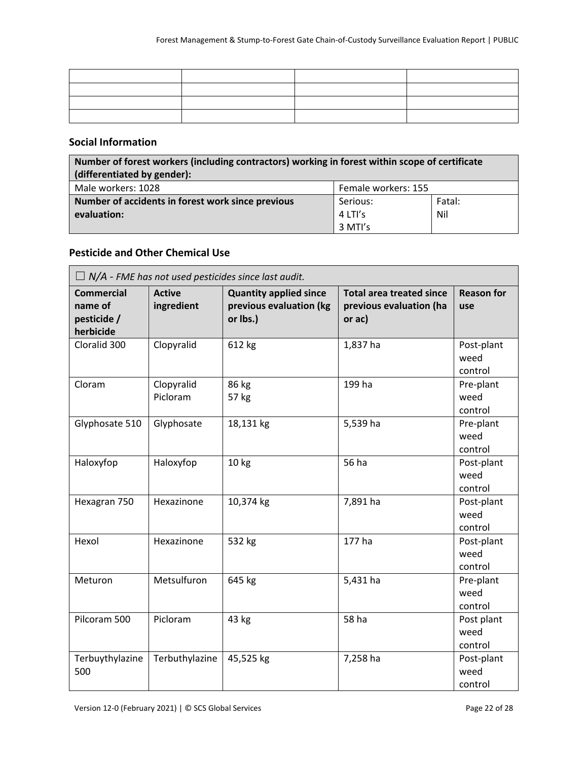| | | | |
|---|---|---|---|
| | | | |
| | | | |
| | | | |
| | | | |

### Social Information

| **Number of forest workers (including contractors) working in forest within scope of certificate (differentiated by gender):** | | |
|---|---|---|
| Male workers: 1028 | Female workers: 155 | |
| **Number of accidents in forest work since previous evaluation:** | Serious: 4 LTI's 3 MTI's | Fatal: Nil |

### Pesticide and Other Chemical Use

| ☐ *N/A - FME has not used pesticides since last audit.* | | | | |
|---|---|---|---|---|
| **Commercial name of pesticide / herbicide** | **Active ingredient** | **Quantity applied since previous evaluation (kg or lbs.)** | **Total area treated since previous evaluation (ha or ac)** | **Reason for use** |
| Cloralid 300 | Clopyralid | 612 kg | 1,837 ha | Post-plant weed control |
| Cloram | Clopyralid Picloram | 86 kg 57 kg | 199 ha | Pre-plant weed control |
| Glyphosate 510 | Glyphosate | 18,131 kg | 5,539 ha | Pre-plant weed control |
| Haloxyfop | Haloxyfop | 10 kg | 56 ha | Post-plant weed control |
| Hexagran 750 | Hexazinone | 10,374 kg | 7,891 ha | Post-plant weed control |
| Hexol | Hexazinone | 532 kg | 177 ha | Post-plant weed control |
| Meturon | Metsulfuron | 645 kg | 5,431 ha | Pre-plant weed control |
| Pilcoram 500 | Picloram | 43 kg | 58 ha | Post plant weed control |
| Terbuythylazine 500 | Terbuthylazine | 45,525 kg | 7,258 ha | Post-plant weed control |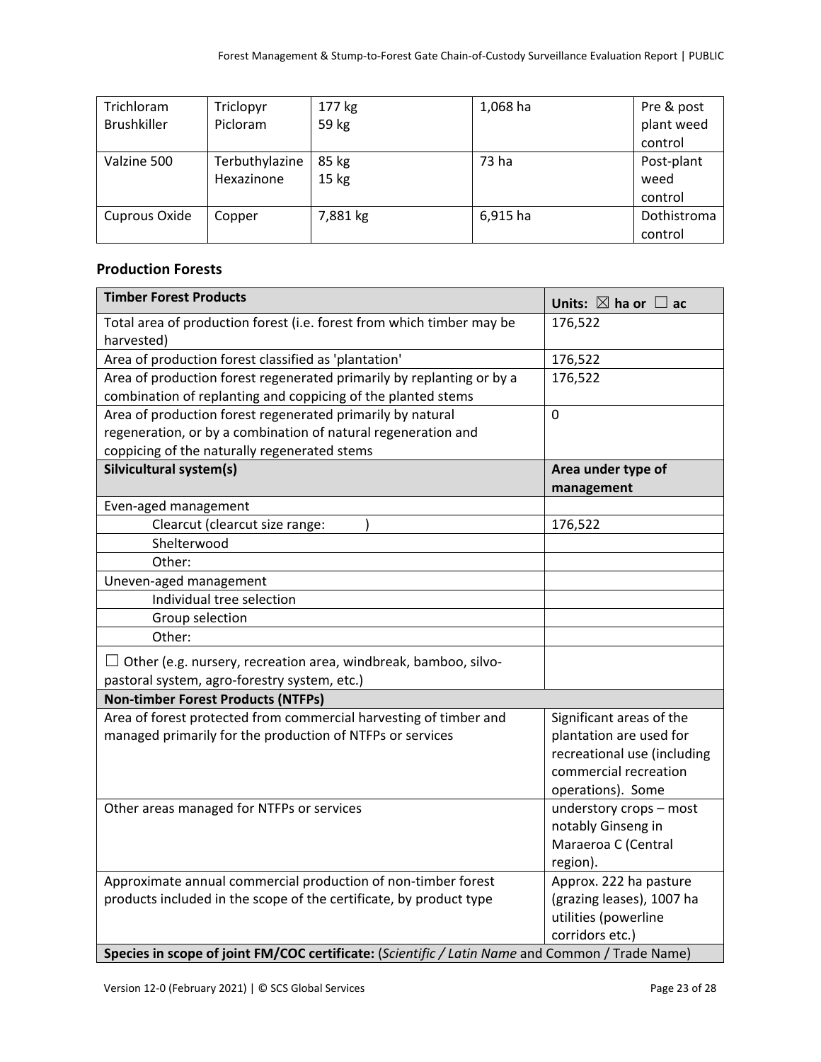| Trichloram Brushkiller | Triclopyr Picloram | 177 kg 59 kg | 1,068 ha | Pre & post plant weed control |
|---|---|---|---|---|
| Valzine 500 | Terbuthylazine Hexazinone | 85 kg 15 kg | 73 ha | Post-plant weed control |
| Cuprous Oxide | Copper | 7,881 kg | 6,915 ha | Dothistroma control |

### Production Forests

| **Timber Forest Products** | **Units: ☒ ha or ☐ ac** |
|---|---|
| Total area of production forest (i.e. forest from which timber may be harvested) | 176,522 |
| Area of production forest classified as 'plantation' | 176,522 |
| Area of production forest regenerated primarily by replanting or by a combination of replanting and coppicing of the planted stems | 176,522 |
| Area of production forest regenerated primarily by natural regeneration, or by a combination of natural regeneration and coppicing of the naturally regenerated stems | 0 |
| **Silvicultural system(s)** | **Area under type of management** |
| Even-aged management | |
| Clearcut (clearcut size range: ) | 176,522 |
| Shelterwood | |
| Other: | |
| Uneven-aged management | |
| Individual tree selection | |
| Group selection | |
| Other: | |
| ☐ Other (e.g. nursery, recreation area, windbreak, bamboo, silvo-pastoral system, agro-forestry system, etc.) | |
| **Non-timber Forest Products (NTFPs)** | |
| Area of forest protected from commercial harvesting of timber and managed primarily for the production of NTFPs or services | Significant areas of the plantation are used for recreational use (including commercial recreation operations). Some |
| Other areas managed for NTFPs or services | understory crops – most notably Ginseng in Maraeroa C (Central region). |
| Approximate annual commercial production of non-timber forest products included in the scope of the certificate, by product type | Approx. 222 ha pasture (grazing leases), 1007 ha utilities (powerline corridors etc.) |
| **Species in scope of joint FM/COC certificate:** (*Scientific / Latin Name* and Common / Trade Name) | |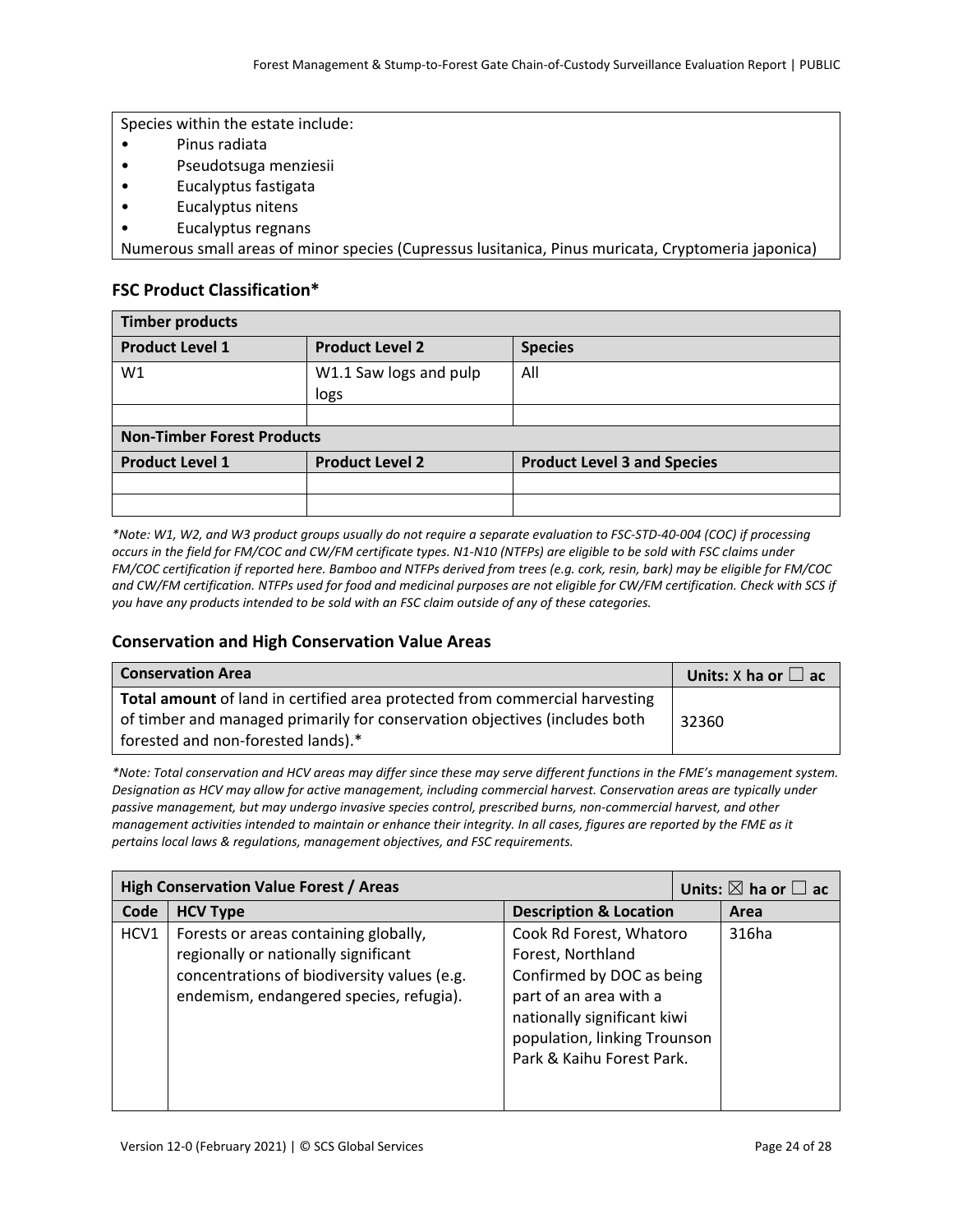| Species within the estate include: |
|---|
| • Pinus radiata<br>• Pseudotsuga menziesii<br>• Eucalyptus fastigata<br>• Eucalyptus nitens<br>• Eucalyptus regnans<br>Numerous small areas of minor species (Cupressus lusitanica, Pinus muricata, Cryptomeria japonica) |

### FSC Product Classification*

| Timber products | | |
|---|---|---|
| **Product Level 1** | **Product Level 2** | **Species** |
| W1 | W1.1 Saw logs and pulp logs | All |
| | | |
| **Non-Timber Forest Products** | | |
| **Product Level 1** | **Product Level 2** | **Product Level 3 and Species** |
| | | |
| | | |

*\*Note: W1, W2, and W3 product groups usually do not require a separate evaluation to FSC-STD-40-004 (COC) if processing occurs in the field for FM/COC and CW/FM certificate types. N1-N10 (NTFPs) are eligible to be sold with FSC claims under FM/COC certification if reported here. Bamboo and NTFPs derived from trees (e.g. cork, resin, bark) may be eligible for FM/COC and CW/FM certification. NTFPs used for food and medicinal purposes are not eligible for CW/FM certification. Check with SCS if you have any products intended to be sold with an FSC claim outside of any of these categories.*

### Conservation and High Conservation Value Areas

| Conservation Area | Units: X ha or ☐ ac |
|---|---|
| **Total amount** of land in certified area protected from commercial harvesting of timber and managed primarily for conservation objectives (includes both forested and non-forested lands).* | 32360 |

*\*Note: Total conservation and HCV areas may differ since these may serve different functions in the FME's management system. Designation as HCV may allow for active management, including commercial harvest. Conservation areas are typically under passive management, but may undergo invasive species control, prescribed burns, non-commercial harvest, and other management activities intended to maintain or enhance their integrity. In all cases, figures are reported by the FME as it pertains local laws & regulations, management objectives, and FSC requirements.*

| High Conservation Value Forest / Areas | | | Units: ☒ ha or ☐ ac |
|---|---|---|---|
| **Code** | **HCV Type** | **Description & Location** | **Area** |
| HCV1 | Forests or areas containing globally, regionally or nationally significant concentrations of biodiversity values (e.g. endemism, endangered species, refugia). | Cook Rd Forest, Whatoro Forest, Northland Confirmed by DOC as being part of an area with a nationally significant kiwi population, linking Trounson Park & Kaihu Forest Park. | 316ha |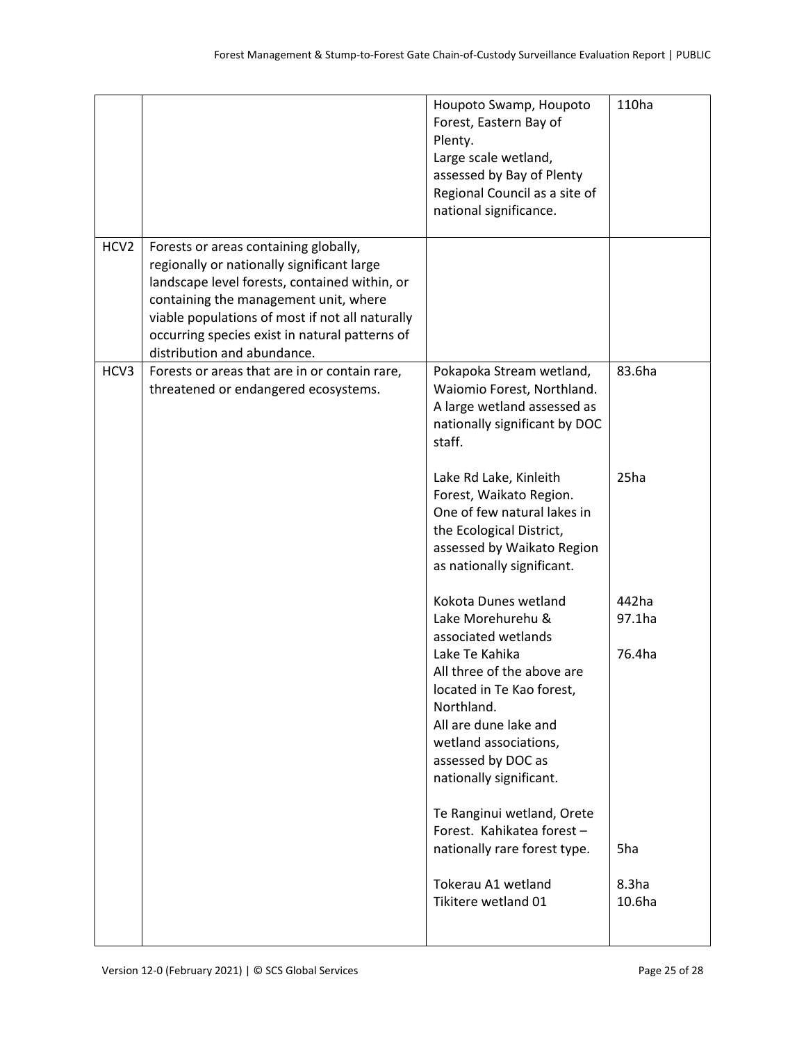| | | | |
|---|---|---|---|
| | | Houpoto Swamp, Houpoto Forest, Eastern Bay of Plenty.<br>Large scale wetland, assessed by Bay of Plenty Regional Council as a site of national significance. | 110ha |
| HCV2 | Forests or areas containing globally, regionally or nationally significant large landscape level forests, contained within, or containing the management unit, where viable populations of most if not all naturally occurring species exist in natural patterns of distribution and abundance. | | |
| HCV3 | Forests or areas that are in or contain rare, threatened or endangered ecosystems. | Pokapoka Stream wetland, Waiomio Forest, Northland. A large wetland assessed as nationally significant by DOC staff.<br><br>Lake Rd Lake, Kinleith Forest, Waikato Region. One of few natural lakes in the Ecological District, assessed by Waikato Region as nationally significant.<br><br>Kokota Dunes wetland<br>Lake Morehurehu & associated wetlands<br>Lake Te Kahika<br>All three of the above are located in Te Kao forest, Northland.<br>All are dune lake and wetland associations, assessed by DOC as nationally significant.<br><br>Te Ranginui wetland, Orete Forest. Kahikatea forest – nationally rare forest type.<br><br>Tokerau A1 wetland<br>Tikitere wetland 01 | 83.6ha<br><br>25ha<br><br>442ha<br>97.1ha<br>76.4ha<br><br>5ha<br><br>8.3ha<br>10.6ha |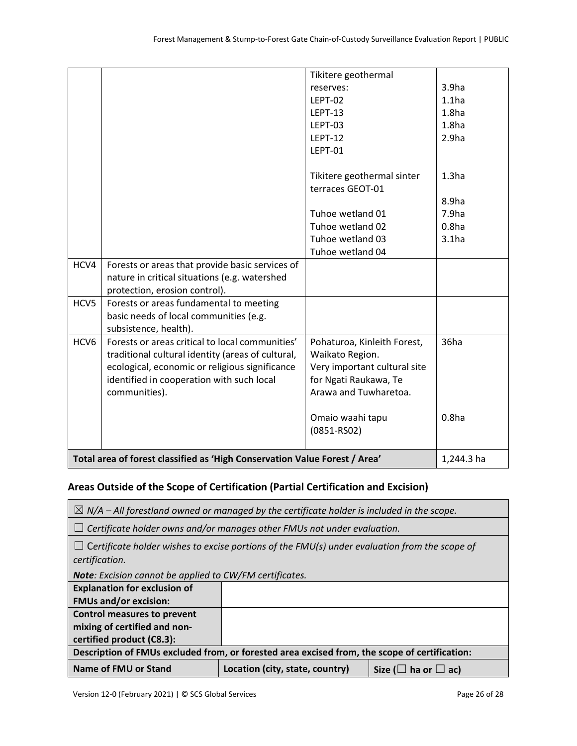| | | | |
|---|---|---|---|
| | | Tikitere geothermal reserves:<br>LEPT-02<br>LEPT-13<br>LEPT-03<br>LEPT-12<br>LEPT-01<br><br>Tikitere geothermal sinter terraces GEOT-01<br><br>Tuhoe wetland 01<br>Tuhoe wetland 02<br>Tuhoe wetland 03<br>Tuhoe wetland 04 | 3.9ha<br>1.1ha<br>1.8ha<br>1.8ha<br>2.9ha<br><br>1.3ha<br><br>8.9ha<br>7.9ha<br>0.8ha<br>3.1ha |
| HCV4 | Forests or areas that provide basic services of nature in critical situations (e.g. watershed protection, erosion control). | | |
| HCV5 | Forests or areas fundamental to meeting basic needs of local communities (e.g. subsistence, health). | | |
| HCV6 | Forests or areas critical to local communities' traditional cultural identity (areas of cultural, ecological, economic or religious significance identified in cooperation with such local communities). | Pohaturoa, Kinleith Forest, Waikato Region. Very important cultural site for Ngati Raukawa, Te Arawa and Tuwharetoa.<br><br>Omaio waahi tapu (0851-RS02) | 36ha<br><br>0.8ha |
| **Total area of forest classified as 'High Conservation Value Forest / Area'** | | | 1,244.3 ha |

## Areas Outside of the Scope of Certification (Partial Certification and Excision)

| | | |
|---|---|---|
| ☒ *N/A – All forestland owned or managed by the certificate holder is included in the scope.* | | |
| ☐ *Certificate holder owns and/or manages other FMUs not under evaluation.* | | |
| ☐ *Certificate holder wishes to excise portions of the FMU(s) under evaluation from the scope of certification.*<br>***Note**: Excision cannot be applied to CW/FM certificates.* | | |
| **Explanation for exclusion of FMUs and/or excision:** | | |
| **Control measures to prevent mixing of certified and non-certified product (C8.3):** | | |
| **Description of FMUs excluded from, or forested area excised from, the scope of certification:** | | |
| **Name of FMU or Stand** | **Location (city, state, country)** | **Size (☐ ha or ☐ ac)** |